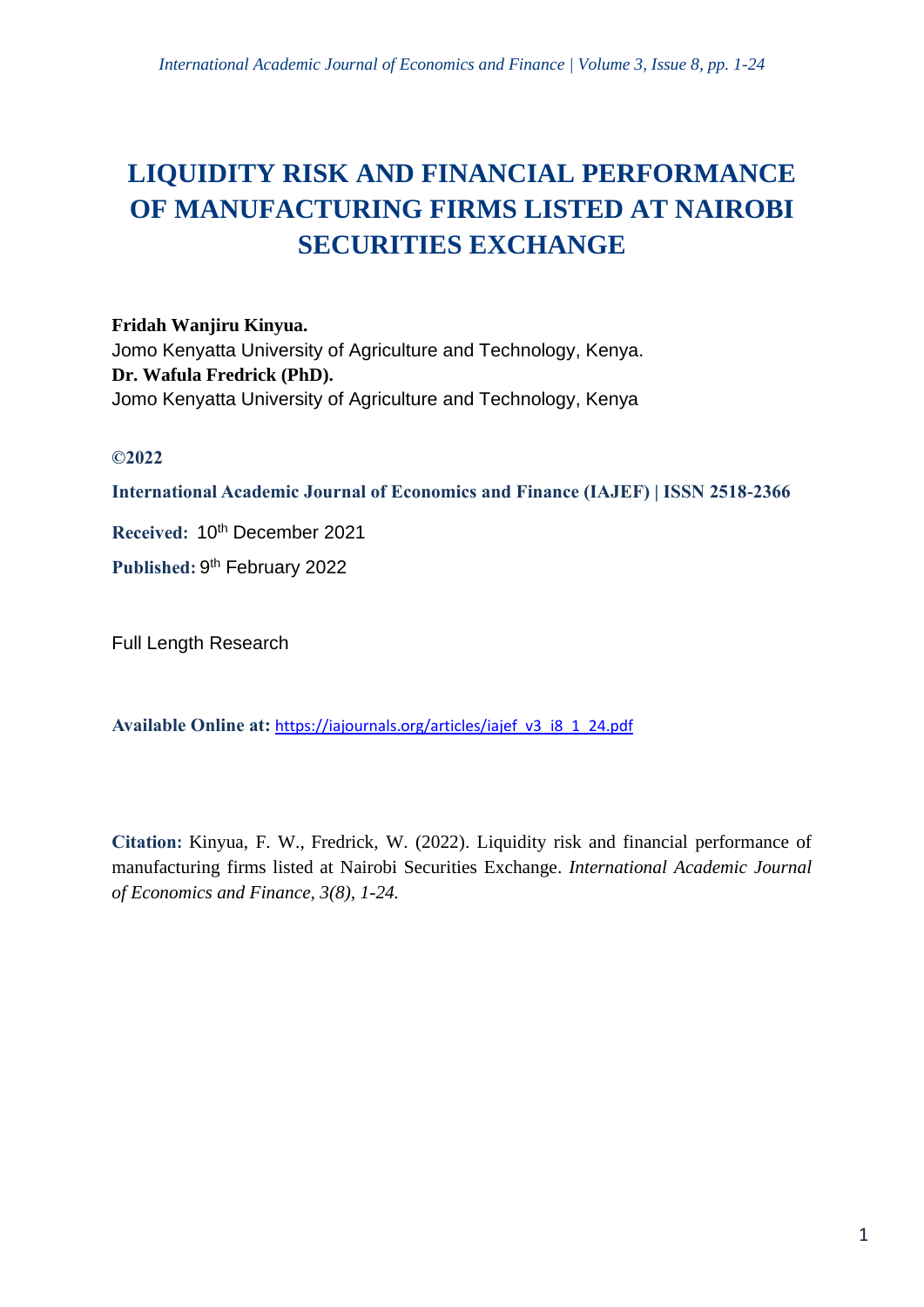# LIQUIDITY RISK AND FINANCIAL PERFORMANCE OF MANUFACTURING FIRMS LISTED AT NAIROBI SECURITIES EXCHANGE

**Fridah Wanjiru Kinyua.**
Jomo Kenyatta University of Agriculture and Technology, Kenya.
**Dr. Wafula Fredrick (PhD).**
Jomo Kenyatta University of Agriculture and Technology, Kenya

**©2022**

**International Academic Journal of Economics and Finance (IAJEF) | ISSN 2518-2366**

**Received:** 10th December 2021

**Published:** 9th February 2022

Full Length Research

**Available Online at:** https://iajournals.org/articles/iajef_v3_i8_1_24.pdf

**Citation:** Kinyua, F. W., Fredrick, W. (2022). Liquidity risk and financial performance of manufacturing firms listed at Nairobi Securities Exchange. *International Academic Journal of Economics and Finance, 3(8), 1-24.*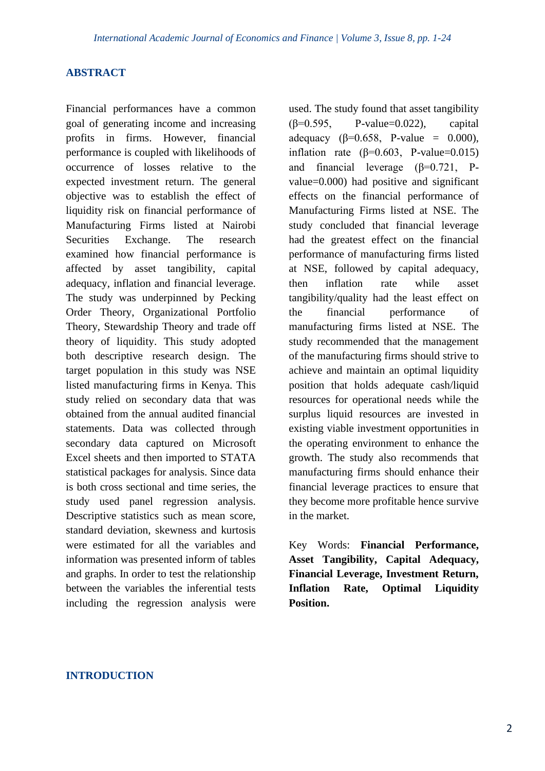## ABSTRACT

Financial performances have a common goal of generating income and increasing profits in firms. However, financial performance is coupled with likelihoods of occurrence of losses relative to the expected investment return. The general objective was to establish the effect of liquidity risk on financial performance of Manufacturing Firms listed at Nairobi Securities Exchange. The research examined how financial performance is affected by asset tangibility, capital adequacy, inflation and financial leverage. The study was underpinned by Pecking Order Theory, Organizational Portfolio Theory, Stewardship Theory and trade off theory of liquidity. This study adopted both descriptive research design. The target population in this study was NSE listed manufacturing firms in Kenya. This study relied on secondary data that was obtained from the annual audited financial statements. Data was collected through secondary data captured on Microsoft Excel sheets and then imported to STATA statistical packages for analysis. Since data is both cross sectional and time series, the study used panel regression analysis. Descriptive statistics such as mean score, standard deviation, skewness and kurtosis were estimated for all the variables and information was presented inform of tables and graphs. In order to test the relationship between the variables the inferential tests including the regression analysis were used. The study found that asset tangibility ($\beta$=0.595, P-value=0.022), capital adequacy ($\beta$=0.658, P-value = 0.000), inflation rate ($\beta$=0.603, P-value=0.015) and financial leverage ($\beta$=0.721, P-value=0.000) had positive and significant effects on the financial performance of Manufacturing Firms listed at NSE. The study concluded that financial leverage had the greatest effect on the financial performance of manufacturing firms listed at NSE, followed by capital adequacy, then inflation rate while asset tangibility/quality had the least effect on the financial performance of manufacturing firms listed at NSE. The study recommended that the management of the manufacturing firms should strive to achieve and maintain an optimal liquidity position that holds adequate cash/liquid resources for operational needs while the surplus liquid resources are invested in existing viable investment opportunities in the operating environment to enhance the growth. The study also recommends that manufacturing firms should enhance their financial leverage practices to ensure that they become more profitable hence survive in the market.

Key Words: **Financial Performance, Asset Tangibility, Capital Adequacy, Financial Leverage, Investment Return, Inflation Rate, Optimal Liquidity Position.**

## INTRODUCTION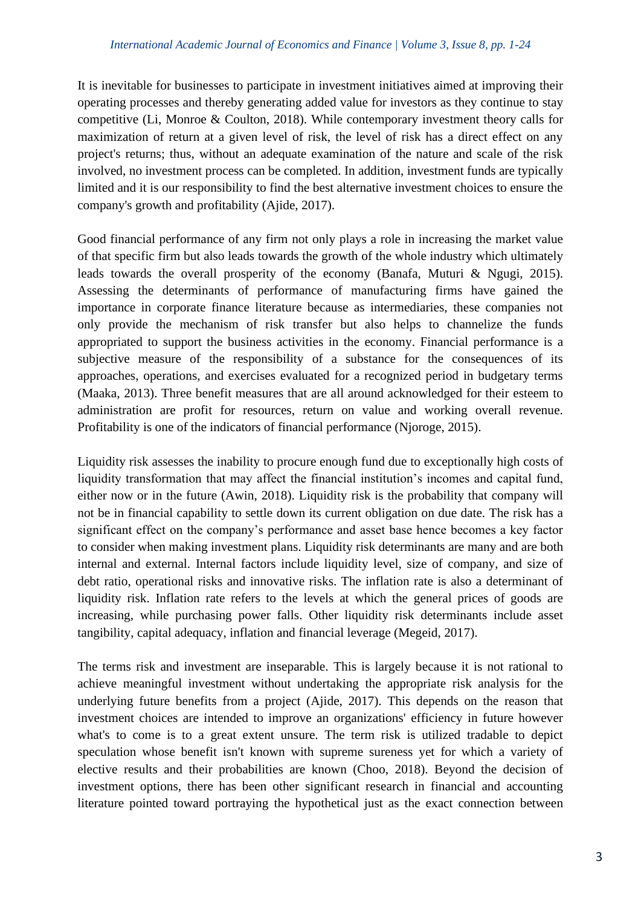It is inevitable for businesses to participate in investment initiatives aimed at improving their operating processes and thereby generating added value for investors as they continue to stay competitive (Li, Monroe & Coulton, 2018). While contemporary investment theory calls for maximization of return at a given level of risk, the level of risk has a direct effect on any project's returns; thus, without an adequate examination of the nature and scale of the risk involved, no investment process can be completed. In addition, investment funds are typically limited and it is our responsibility to find the best alternative investment choices to ensure the company's growth and profitability (Ajide, 2017).

Good financial performance of any firm not only plays a role in increasing the market value of that specific firm but also leads towards the growth of the whole industry which ultimately leads towards the overall prosperity of the economy (Banafa, Muturi & Ngugi, 2015). Assessing the determinants of performance of manufacturing firms have gained the importance in corporate finance literature because as intermediaries, these companies not only provide the mechanism of risk transfer but also helps to channelize the funds appropriated to support the business activities in the economy. Financial performance is a subjective measure of the responsibility of a substance for the consequences of its approaches, operations, and exercises evaluated for a recognized period in budgetary terms (Maaka, 2013). Three benefit measures that are all around acknowledged for their esteem to administration are profit for resources, return on value and working overall revenue. Profitability is one of the indicators of financial performance (Njoroge, 2015).

Liquidity risk assesses the inability to procure enough fund due to exceptionally high costs of liquidity transformation that may affect the financial institution's incomes and capital fund, either now or in the future (Awin, 2018). Liquidity risk is the probability that company will not be in financial capability to settle down its current obligation on due date. The risk has a significant effect on the company's performance and asset base hence becomes a key factor to consider when making investment plans. Liquidity risk determinants are many and are both internal and external. Internal factors include liquidity level, size of company, and size of debt ratio, operational risks and innovative risks. The inflation rate is also a determinant of liquidity risk. Inflation rate refers to the levels at which the general prices of goods are increasing, while purchasing power falls. Other liquidity risk determinants include asset tangibility, capital adequacy, inflation and financial leverage (Megeid, 2017).

The terms risk and investment are inseparable. This is largely because it is not rational to achieve meaningful investment without undertaking the appropriate risk analysis for the underlying future benefits from a project (Ajide, 2017). This depends on the reason that investment choices are intended to improve an organizations' efficiency in future however what's to come is to a great extent unsure. The term risk is utilized tradable to depict speculation whose benefit isn't known with supreme sureness yet for which a variety of elective results and their probabilities are known (Choo, 2018). Beyond the decision of investment options, there has been other significant research in financial and accounting literature pointed toward portraying the hypothetical just as the exact connection between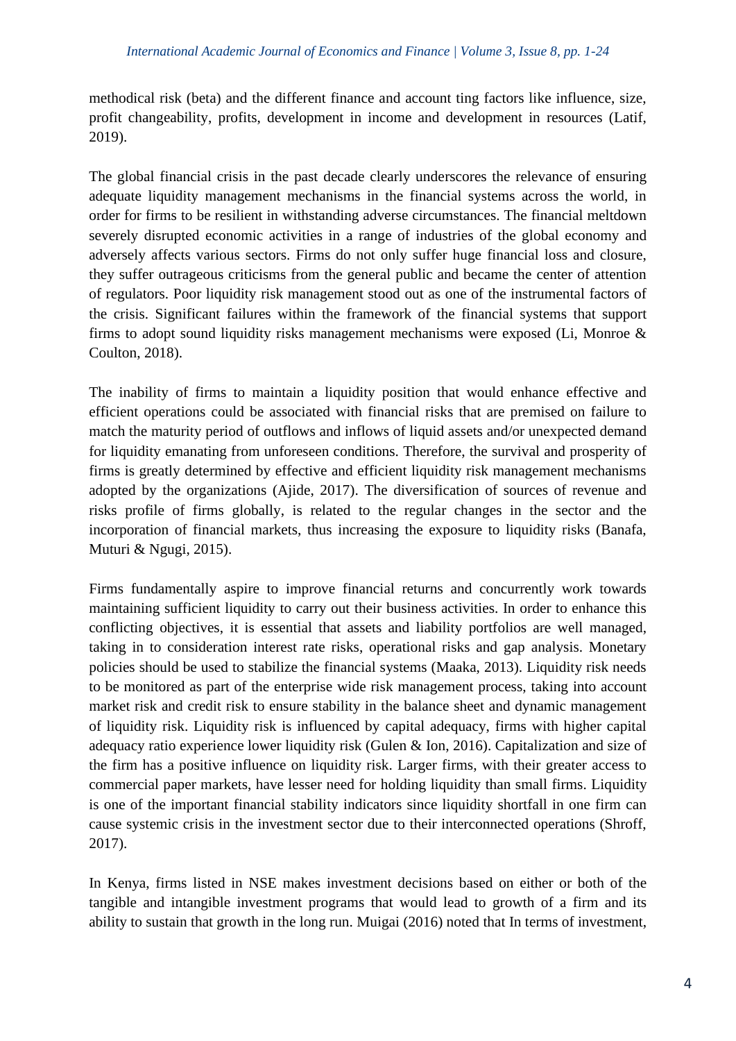methodical risk (beta) and the different finance and account ting factors like influence, size, profit changeability, profits, development in income and development in resources (Latif, 2019).

The global financial crisis in the past decade clearly underscores the relevance of ensuring adequate liquidity management mechanisms in the financial systems across the world, in order for firms to be resilient in withstanding adverse circumstances. The financial meltdown severely disrupted economic activities in a range of industries of the global economy and adversely affects various sectors. Firms do not only suffer huge financial loss and closure, they suffer outrageous criticisms from the general public and became the center of attention of regulators. Poor liquidity risk management stood out as one of the instrumental factors of the crisis. Significant failures within the framework of the financial systems that support firms to adopt sound liquidity risks management mechanisms were exposed (Li, Monroe & Coulton, 2018).

The inability of firms to maintain a liquidity position that would enhance effective and efficient operations could be associated with financial risks that are premised on failure to match the maturity period of outflows and inflows of liquid assets and/or unexpected demand for liquidity emanating from unforeseen conditions. Therefore, the survival and prosperity of firms is greatly determined by effective and efficient liquidity risk management mechanisms adopted by the organizations (Ajide, 2017). The diversification of sources of revenue and risks profile of firms globally, is related to the regular changes in the sector and the incorporation of financial markets, thus increasing the exposure to liquidity risks (Banafa, Muturi & Ngugi, 2015).

Firms fundamentally aspire to improve financial returns and concurrently work towards maintaining sufficient liquidity to carry out their business activities. In order to enhance this conflicting objectives, it is essential that assets and liability portfolios are well managed, taking in to consideration interest rate risks, operational risks and gap analysis. Monetary policies should be used to stabilize the financial systems (Maaka, 2013). Liquidity risk needs to be monitored as part of the enterprise wide risk management process, taking into account market risk and credit risk to ensure stability in the balance sheet and dynamic management of liquidity risk. Liquidity risk is influenced by capital adequacy, firms with higher capital adequacy ratio experience lower liquidity risk (Gulen & Ion, 2016). Capitalization and size of the firm has a positive influence on liquidity risk. Larger firms, with their greater access to commercial paper markets, have lesser need for holding liquidity than small firms. Liquidity is one of the important financial stability indicators since liquidity shortfall in one firm can cause systemic crisis in the investment sector due to their interconnected operations (Shroff, 2017).

In Kenya, firms listed in NSE makes investment decisions based on either or both of the tangible and intangible investment programs that would lead to growth of a firm and its ability to sustain that growth in the long run. Muigai (2016) noted that In terms of investment,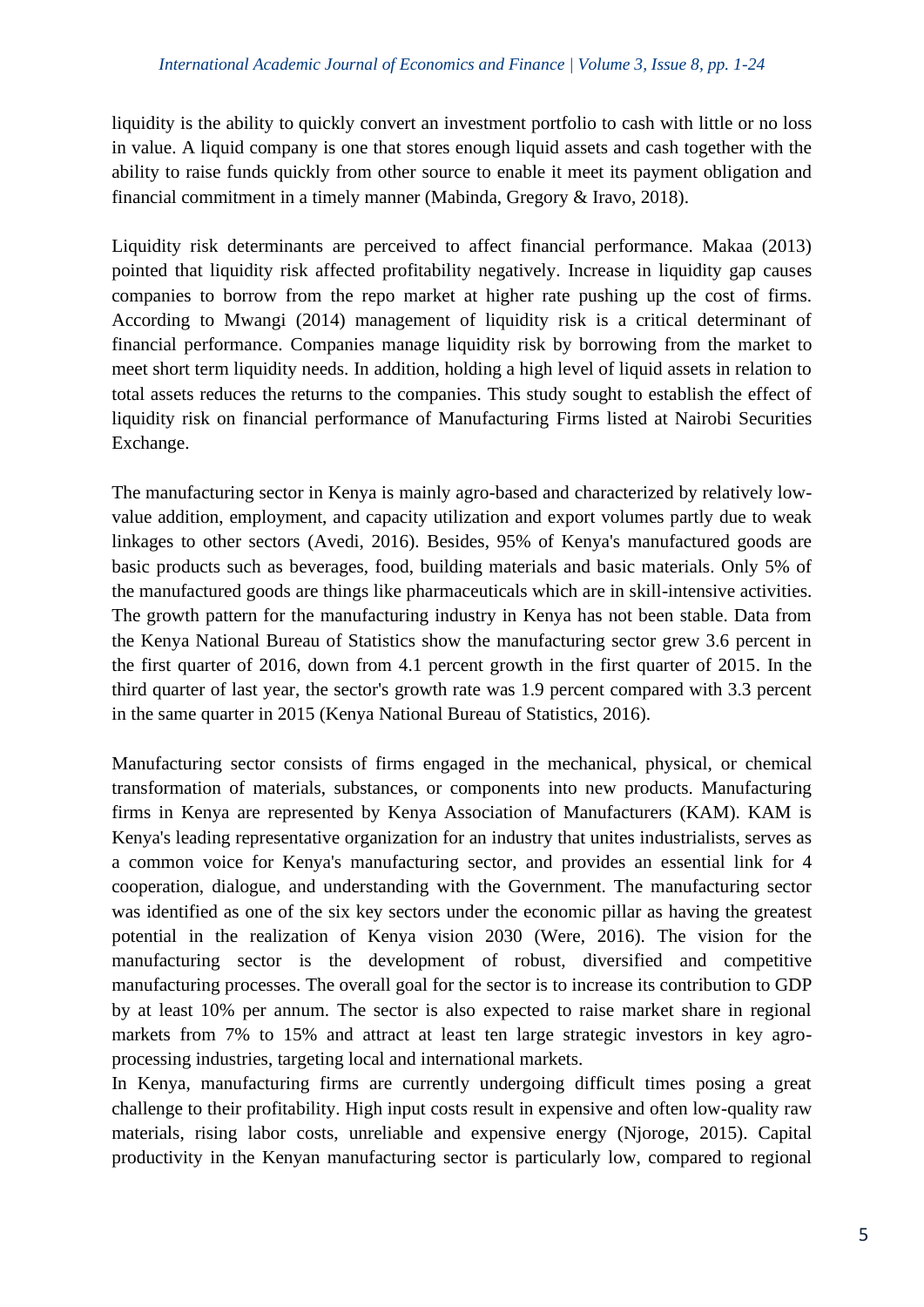liquidity is the ability to quickly convert an investment portfolio to cash with little or no loss in value. A liquid company is one that stores enough liquid assets and cash together with the ability to raise funds quickly from other source to enable it meet its payment obligation and financial commitment in a timely manner (Mabinda, Gregory & Iravo, 2018).

Liquidity risk determinants are perceived to affect financial performance. Makaa (2013) pointed that liquidity risk affected profitability negatively. Increase in liquidity gap causes companies to borrow from the repo market at higher rate pushing up the cost of firms. According to Mwangi (2014) management of liquidity risk is a critical determinant of financial performance. Companies manage liquidity risk by borrowing from the market to meet short term liquidity needs. In addition, holding a high level of liquid assets in relation to total assets reduces the returns to the companies. This study sought to establish the effect of liquidity risk on financial performance of Manufacturing Firms listed at Nairobi Securities Exchange.

The manufacturing sector in Kenya is mainly agro-based and characterized by relatively low-value addition, employment, and capacity utilization and export volumes partly due to weak linkages to other sectors (Avedi, 2016). Besides, 95% of Kenya's manufactured goods are basic products such as beverages, food, building materials and basic materials. Only 5% of the manufactured goods are things like pharmaceuticals which are in skill-intensive activities. The growth pattern for the manufacturing industry in Kenya has not been stable. Data from the Kenya National Bureau of Statistics show the manufacturing sector grew 3.6 percent in the first quarter of 2016, down from 4.1 percent growth in the first quarter of 2015. In the third quarter of last year, the sector's growth rate was 1.9 percent compared with 3.3 percent in the same quarter in 2015 (Kenya National Bureau of Statistics, 2016).

Manufacturing sector consists of firms engaged in the mechanical, physical, or chemical transformation of materials, substances, or components into new products. Manufacturing firms in Kenya are represented by Kenya Association of Manufacturers (KAM). KAM is Kenya's leading representative organization for an industry that unites industrialists, serves as a common voice for Kenya's manufacturing sector, and provides an essential link for 4 cooperation, dialogue, and understanding with the Government. The manufacturing sector was identified as one of the six key sectors under the economic pillar as having the greatest potential in the realization of Kenya vision 2030 (Were, 2016). The vision for the manufacturing sector is the development of robust, diversified and competitive manufacturing processes. The overall goal for the sector is to increase its contribution to GDP by at least 10% per annum. The sector is also expected to raise market share in regional markets from 7% to 15% and attract at least ten large strategic investors in key agro-processing industries, targeting local and international markets.

In Kenya, manufacturing firms are currently undergoing difficult times posing a great challenge to their profitability. High input costs result in expensive and often low-quality raw materials, rising labor costs, unreliable and expensive energy (Njoroge, 2015). Capital productivity in the Kenyan manufacturing sector is particularly low, compared to regional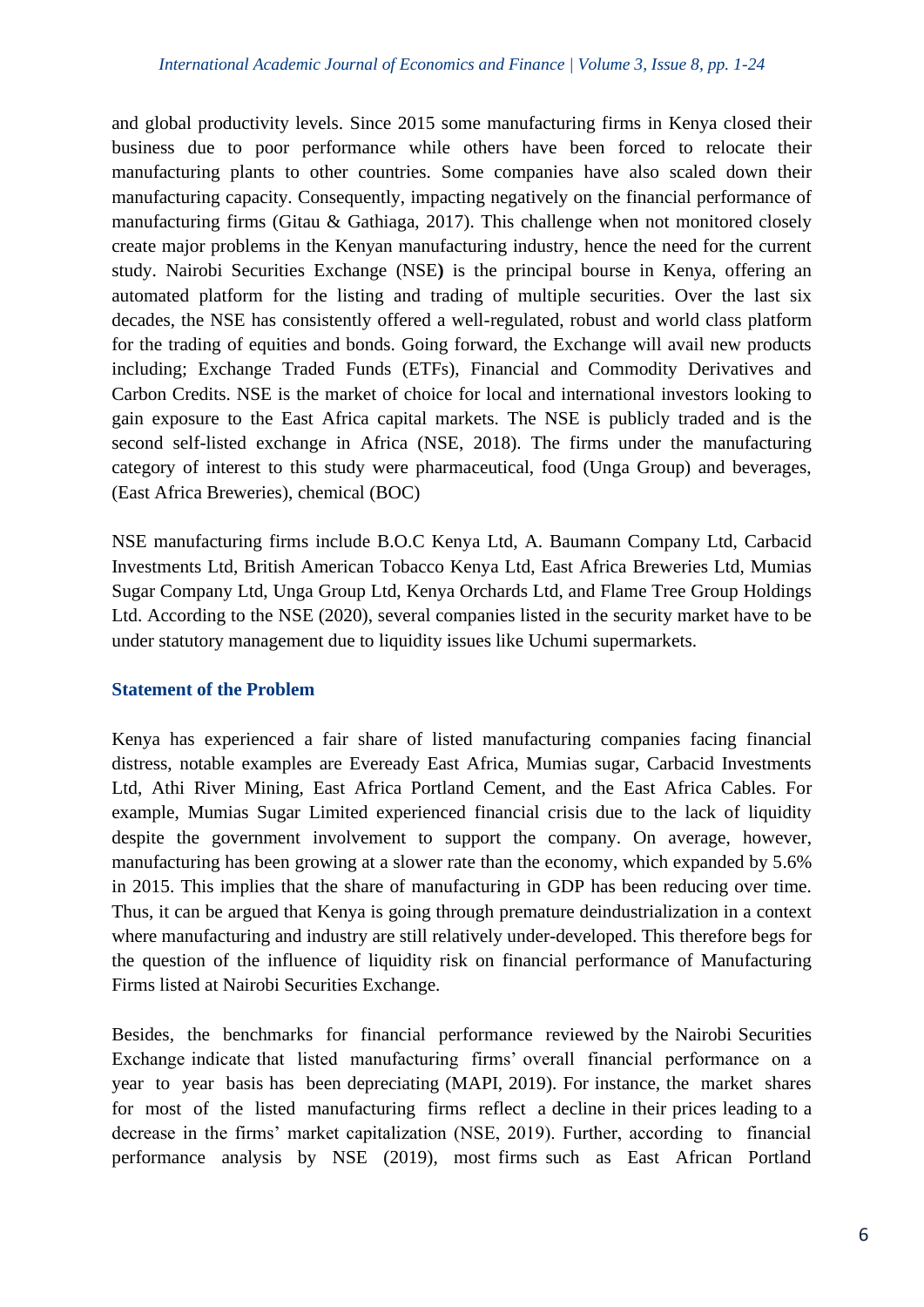and global productivity levels. Since 2015 some manufacturing firms in Kenya closed their business due to poor performance while others have been forced to relocate their manufacturing plants to other countries. Some companies have also scaled down their manufacturing capacity. Consequently, impacting negatively on the financial performance of manufacturing firms (Gitau & Gathiaga, 2017). This challenge when not monitored closely create major problems in the Kenyan manufacturing industry, hence the need for the current study. Nairobi Securities Exchange (NSE**)** is the principal bourse in Kenya, offering an automated platform for the listing and trading of multiple securities. Over the last six decades, the NSE has consistently offered a well-regulated, robust and world class platform for the trading of equities and bonds. Going forward, the Exchange will avail new products including; Exchange Traded Funds (ETFs), Financial and Commodity Derivatives and Carbon Credits. NSE is the market of choice for local and international investors looking to gain exposure to the East Africa capital markets. The NSE is publicly traded and is the second self-listed exchange in Africa (NSE, 2018). The firms under the manufacturing category of interest to this study were pharmaceutical, food (Unga Group) and beverages, (East Africa Breweries), chemical (BOC)

NSE manufacturing firms include B.O.C Kenya Ltd, A. Baumann Company Ltd, Carbacid Investments Ltd, British American Tobacco Kenya Ltd, East Africa Breweries Ltd, Mumias Sugar Company Ltd, Unga Group Ltd, Kenya Orchards Ltd, and Flame Tree Group Holdings Ltd. According to the NSE (2020), several companies listed in the security market have to be under statutory management due to liquidity issues like Uchumi supermarkets.

## Statement of the Problem

Kenya has experienced a fair share of listed manufacturing companies facing financial distress, notable examples are Eveready East Africa, Mumias sugar, Carbacid Investments Ltd, Athi River Mining, East Africa Portland Cement, and the East Africa Cables. For example, Mumias Sugar Limited experienced financial crisis due to the lack of liquidity despite the government involvement to support the company. On average, however, manufacturing has been growing at a slower rate than the economy, which expanded by 5.6% in 2015. This implies that the share of manufacturing in GDP has been reducing over time. Thus, it can be argued that Kenya is going through premature deindustrialization in a context where manufacturing and industry are still relatively under-developed. This therefore begs for the question of the influence of liquidity risk on financial performance of Manufacturing Firms listed at Nairobi Securities Exchange.

Besides, the benchmarks for financial performance reviewed by the Nairobi Securities Exchange indicate that listed manufacturing firms' overall financial performance on a year to year basis has been depreciating (MAPI, 2019). For instance, the market shares for most of the listed manufacturing firms reflect a decline in their prices leading to a decrease in the firms' market capitalization (NSE, 2019). Further, according to financial performance analysis by NSE (2019), most firms such as East African Portland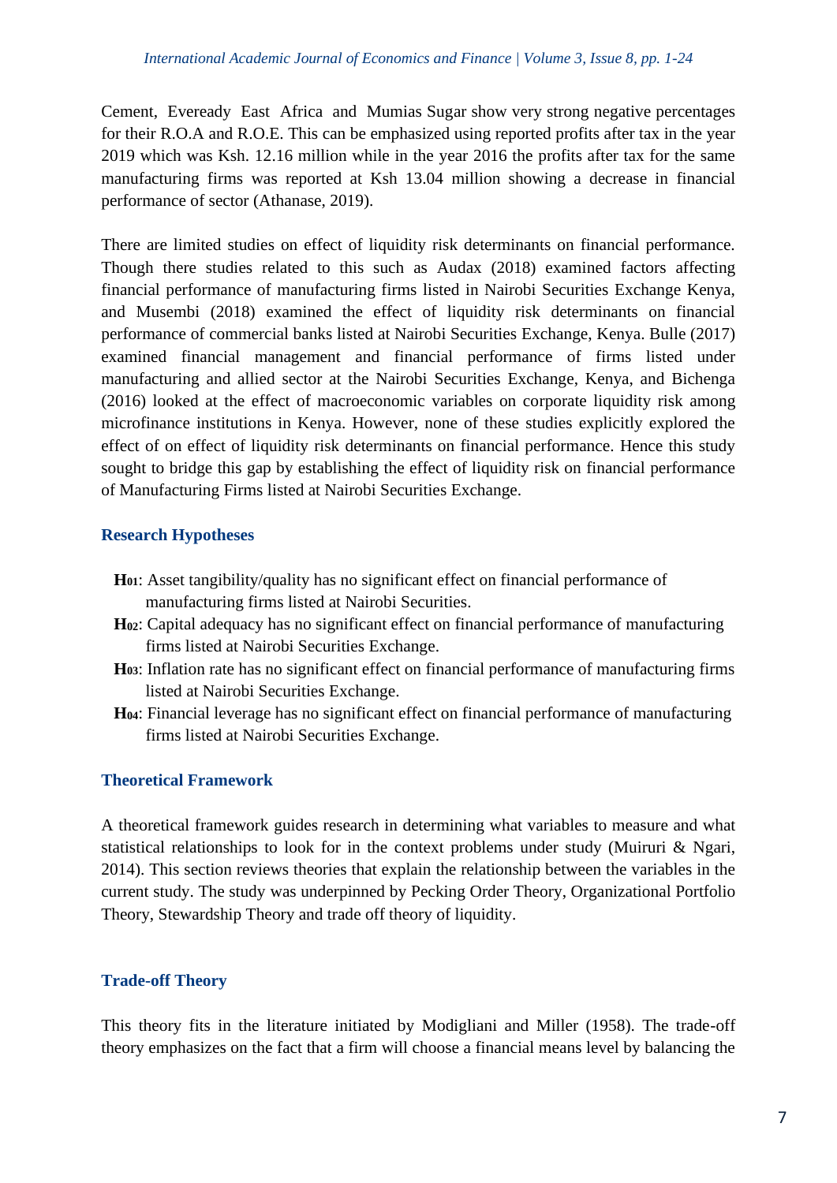Cement, Eveready East Africa and Mumias Sugar show very strong negative percentages for their R.O.A and R.O.E. This can be emphasized using reported profits after tax in the year 2019 which was Ksh. 12.16 million while in the year 2016 the profits after tax for the same manufacturing firms was reported at Ksh 13.04 million showing a decrease in financial performance of sector (Athanase, 2019).

There are limited studies on effect of liquidity risk determinants on financial performance. Though there studies related to this such as Audax (2018) examined factors affecting financial performance of manufacturing firms listed in Nairobi Securities Exchange Kenya, and Musembi (2018) examined the effect of liquidity risk determinants on financial performance of commercial banks listed at Nairobi Securities Exchange, Kenya. Bulle (2017) examined financial management and financial performance of firms listed under manufacturing and allied sector at the Nairobi Securities Exchange, Kenya, and Bichenga (2016) looked at the effect of macroeconomic variables on corporate liquidity risk among microfinance institutions in Kenya. However, none of these studies explicitly explored the effect of on effect of liquidity risk determinants on financial performance. Hence this study sought to bridge this gap by establishing the effect of liquidity risk on financial performance of Manufacturing Firms listed at Nairobi Securities Exchange.

### Research Hypotheses

- **$H_{01}$**: Asset tangibility/quality has no significant effect on financial performance of manufacturing firms listed at Nairobi Securities.
- **$H_{02}$**: Capital adequacy has no significant effect on financial performance of manufacturing firms listed at Nairobi Securities Exchange.
- **$H_{03}$**: Inflation rate has no significant effect on financial performance of manufacturing firms listed at Nairobi Securities Exchange.
- **$H_{04}$**: Financial leverage has no significant effect on financial performance of manufacturing firms listed at Nairobi Securities Exchange.

### Theoretical Framework

A theoretical framework guides research in determining what variables to measure and what statistical relationships to look for in the context problems under study (Muiruri & Ngari, 2014). This section reviews theories that explain the relationship between the variables in the current study. The study was underpinned by Pecking Order Theory, Organizational Portfolio Theory, Stewardship Theory and trade off theory of liquidity.

### Trade-off Theory

This theory fits in the literature initiated by Modigliani and Miller (1958). The trade-off theory emphasizes on the fact that a firm will choose a financial means level by balancing the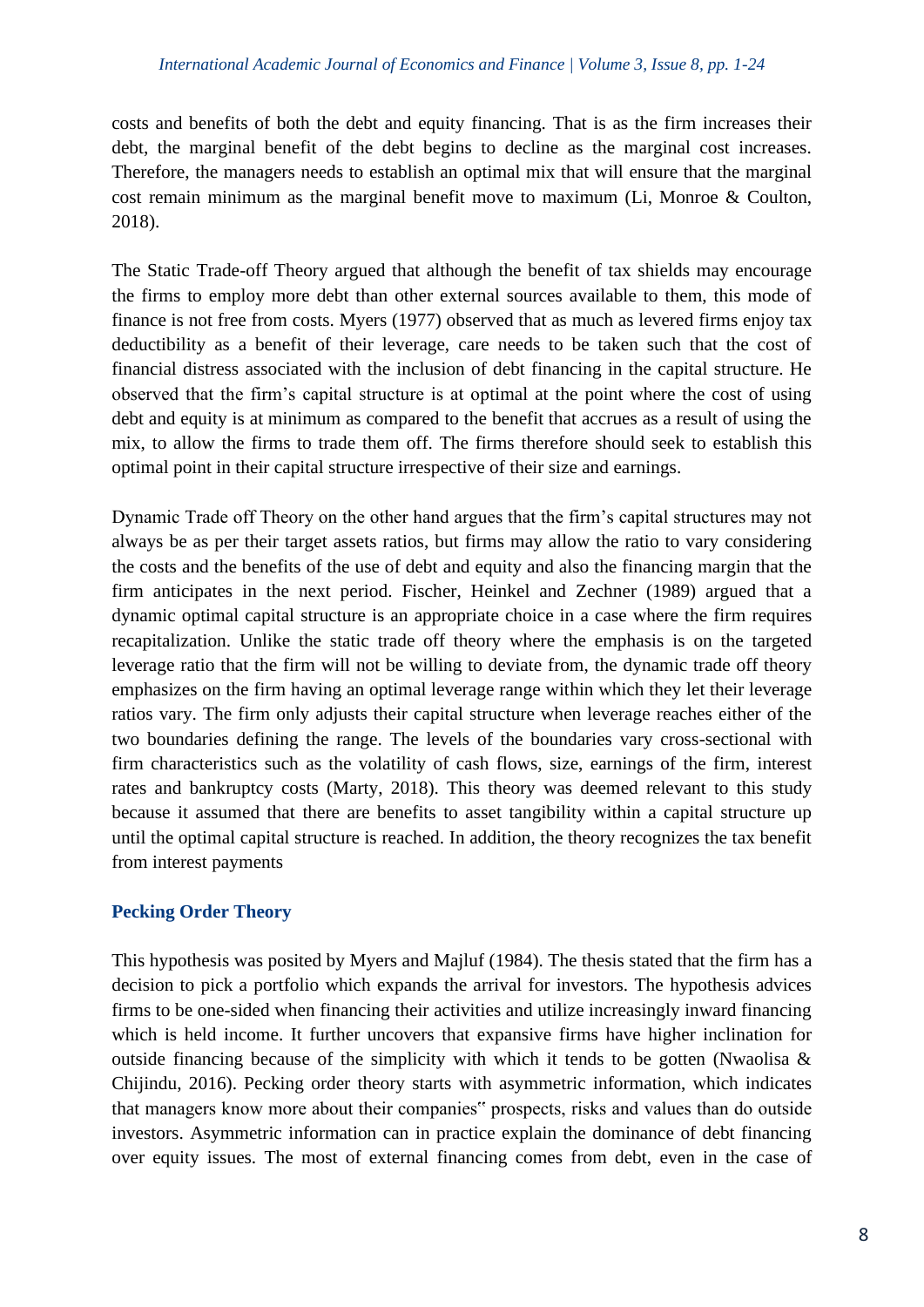costs and benefits of both the debt and equity financing. That is as the firm increases their debt, the marginal benefit of the debt begins to decline as the marginal cost increases. Therefore, the managers needs to establish an optimal mix that will ensure that the marginal cost remain minimum as the marginal benefit move to maximum (Li, Monroe & Coulton, 2018).

The Static Trade-off Theory argued that although the benefit of tax shields may encourage the firms to employ more debt than other external sources available to them, this mode of finance is not free from costs. Myers (1977) observed that as much as levered firms enjoy tax deductibility as a benefit of their leverage, care needs to be taken such that the cost of financial distress associated with the inclusion of debt financing in the capital structure. He observed that the firm's capital structure is at optimal at the point where the cost of using debt and equity is at minimum as compared to the benefit that accrues as a result of using the mix, to allow the firms to trade them off. The firms therefore should seek to establish this optimal point in their capital structure irrespective of their size and earnings.

Dynamic Trade off Theory on the other hand argues that the firm's capital structures may not always be as per their target assets ratios, but firms may allow the ratio to vary considering the costs and the benefits of the use of debt and equity and also the financing margin that the firm anticipates in the next period. Fischer, Heinkel and Zechner (1989) argued that a dynamic optimal capital structure is an appropriate choice in a case where the firm requires recapitalization. Unlike the static trade off theory where the emphasis is on the targeted leverage ratio that the firm will not be willing to deviate from, the dynamic trade off theory emphasizes on the firm having an optimal leverage range within which they let their leverage ratios vary. The firm only adjusts their capital structure when leverage reaches either of the two boundaries defining the range. The levels of the boundaries vary cross-sectional with firm characteristics such as the volatility of cash flows, size, earnings of the firm, interest rates and bankruptcy costs (Marty, 2018). This theory was deemed relevant to this study because it assumed that there are benefits to asset tangibility within a capital structure up until the optimal capital structure is reached. In addition, the theory recognizes the tax benefit from interest payments

### Pecking Order Theory

This hypothesis was posited by Myers and Majluf (1984). The thesis stated that the firm has a decision to pick a portfolio which expands the arrival for investors. The hypothesis advices firms to be one-sided when financing their activities and utilize increasingly inward financing which is held income. It further uncovers that expansive firms have higher inclination for outside financing because of the simplicity with which it tends to be gotten (Nwaolisa & Chijindu, 2016). Pecking order theory starts with asymmetric information, which indicates that managers know more about their companies" prospects, risks and values than do outside investors. Asymmetric information can in practice explain the dominance of debt financing over equity issues. The most of external financing comes from debt, even in the case of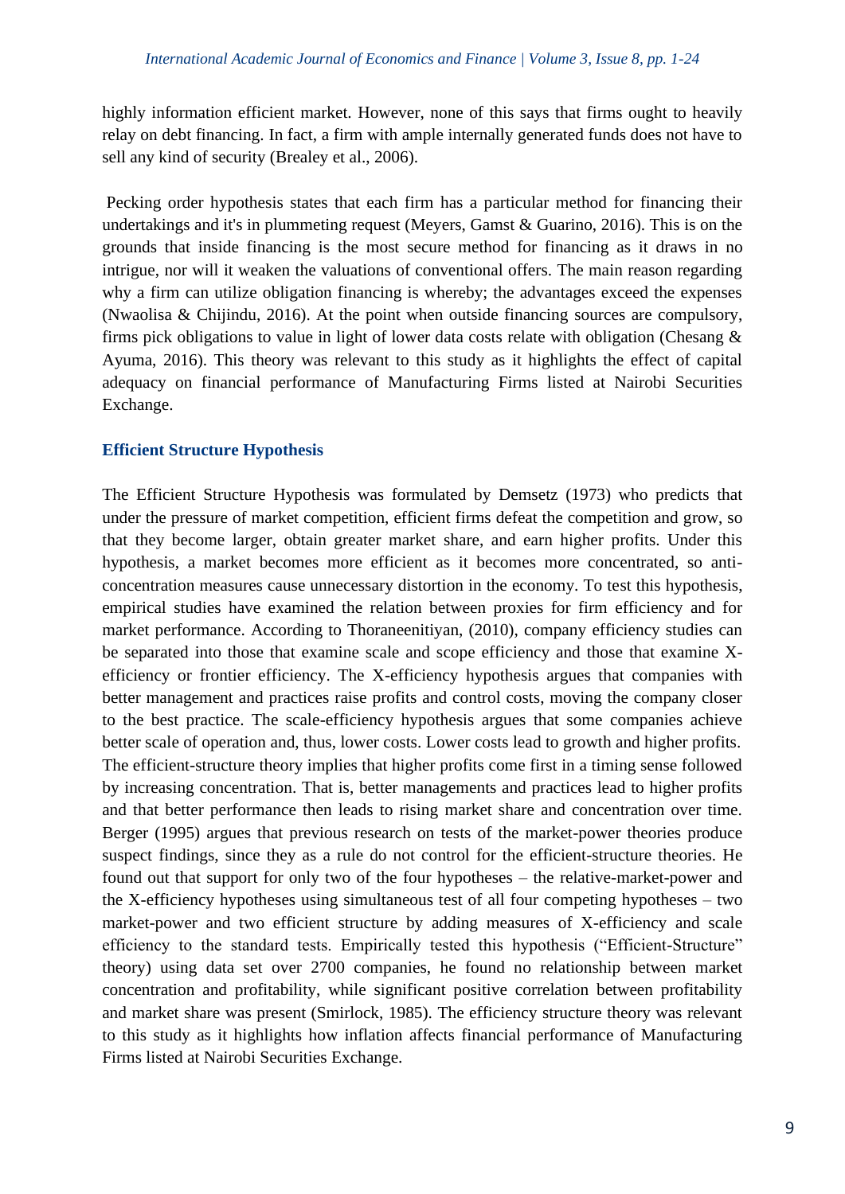highly information efficient market. However, none of this says that firms ought to heavily relay on debt financing. In fact, a firm with ample internally generated funds does not have to sell any kind of security (Brealey et al., 2006).

Pecking order hypothesis states that each firm has a particular method for financing their undertakings and it's in plummeting request (Meyers, Gamst & Guarino, 2016). This is on the grounds that inside financing is the most secure method for financing as it draws in no intrigue, nor will it weaken the valuations of conventional offers. The main reason regarding why a firm can utilize obligation financing is whereby; the advantages exceed the expenses (Nwaolisa & Chijindu, 2016). At the point when outside financing sources are compulsory, firms pick obligations to value in light of lower data costs relate with obligation (Chesang & Ayuma, 2016). This theory was relevant to this study as it highlights the effect of capital adequacy on financial performance of Manufacturing Firms listed at Nairobi Securities Exchange.

### Efficient Structure Hypothesis

The Efficient Structure Hypothesis was formulated by Demsetz (1973) who predicts that under the pressure of market competition, efficient firms defeat the competition and grow, so that they become larger, obtain greater market share, and earn higher profits. Under this hypothesis, a market becomes more efficient as it becomes more concentrated, so anti-concentration measures cause unnecessary distortion in the economy. To test this hypothesis, empirical studies have examined the relation between proxies for firm efficiency and for market performance. According to Thoraneenitiyan, (2010), company efficiency studies can be separated into those that examine scale and scope efficiency and those that examine X-efficiency or frontier efficiency. The X-efficiency hypothesis argues that companies with better management and practices raise profits and control costs, moving the company closer to the best practice. The scale-efficiency hypothesis argues that some companies achieve better scale of operation and, thus, lower costs. Lower costs lead to growth and higher profits. The efficient-structure theory implies that higher profits come first in a timing sense followed by increasing concentration. That is, better managements and practices lead to higher profits and that better performance then leads to rising market share and concentration over time. Berger (1995) argues that previous research on tests of the market-power theories produce suspect findings, since they as a rule do not control for the efficient-structure theories. He found out that support for only two of the four hypotheses – the relative-market-power and the X-efficiency hypotheses using simultaneous test of all four competing hypotheses – two market-power and two efficient structure by adding measures of X-efficiency and scale efficiency to the standard tests. Empirically tested this hypothesis ("Efficient-Structure" theory) using data set over 2700 companies, he found no relationship between market concentration and profitability, while significant positive correlation between profitability and market share was present (Smirlock, 1985). The efficiency structure theory was relevant to this study as it highlights how inflation affects financial performance of Manufacturing Firms listed at Nairobi Securities Exchange.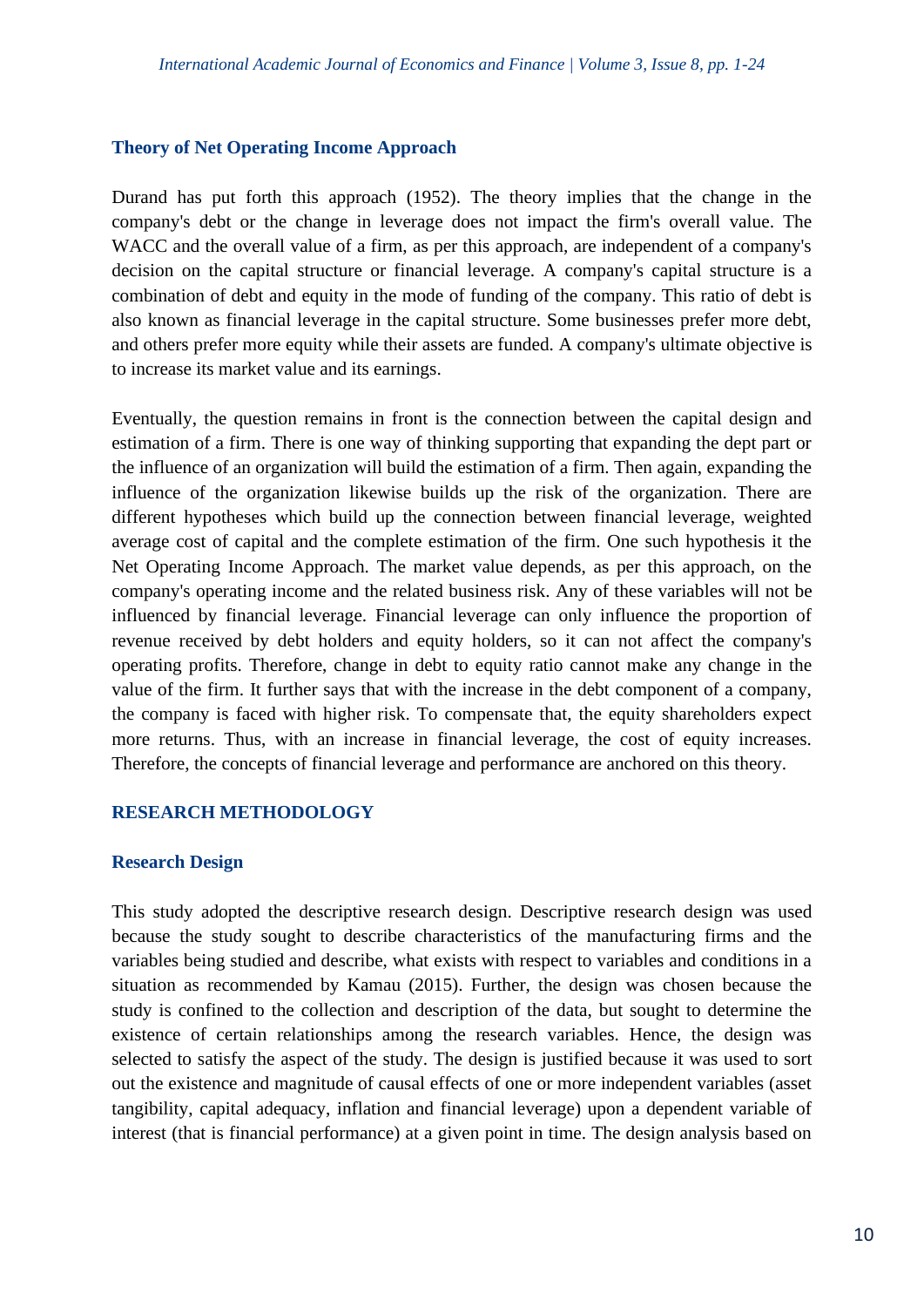### Theory of Net Operating Income Approach

Durand has put forth this approach (1952). The theory implies that the change in the company's debt or the change in leverage does not impact the firm's overall value. The WACC and the overall value of a firm, as per this approach, are independent of a company's decision on the capital structure or financial leverage. A company's capital structure is a combination of debt and equity in the mode of funding of the company. This ratio of debt is also known as financial leverage in the capital structure. Some businesses prefer more debt, and others prefer more equity while their assets are funded. A company's ultimate objective is to increase its market value and its earnings.

Eventually, the question remains in front is the connection between the capital design and estimation of a firm. There is one way of thinking supporting that expanding the dept part or the influence of an organization will build the estimation of a firm. Then again, expanding the influence of the organization likewise builds up the risk of the organization. There are different hypotheses which build up the connection between financial leverage, weighted average cost of capital and the complete estimation of the firm. One such hypothesis it the Net Operating Income Approach. The market value depends, as per this approach, on the company's operating income and the related business risk. Any of these variables will not be influenced by financial leverage. Financial leverage can only influence the proportion of revenue received by debt holders and equity holders, so it can not affect the company's operating profits. Therefore, change in debt to equity ratio cannot make any change in the value of the firm. It further says that with the increase in the debt component of a company, the company is faced with higher risk. To compensate that, the equity shareholders expect more returns. Thus, with an increase in financial leverage, the cost of equity increases. Therefore, the concepts of financial leverage and performance are anchored on this theory.

## RESEARCH METHODOLOGY

### Research Design

This study adopted the descriptive research design. Descriptive research design was used because the study sought to describe characteristics of the manufacturing firms and the variables being studied and describe, what exists with respect to variables and conditions in a situation as recommended by Kamau (2015). Further, the design was chosen because the study is confined to the collection and description of the data, but sought to determine the existence of certain relationships among the research variables. Hence, the design was selected to satisfy the aspect of the study. The design is justified because it was used to sort out the existence and magnitude of causal effects of one or more independent variables (asset tangibility, capital adequacy, inflation and financial leverage) upon a dependent variable of interest (that is financial performance) at a given point in time. The design analysis based on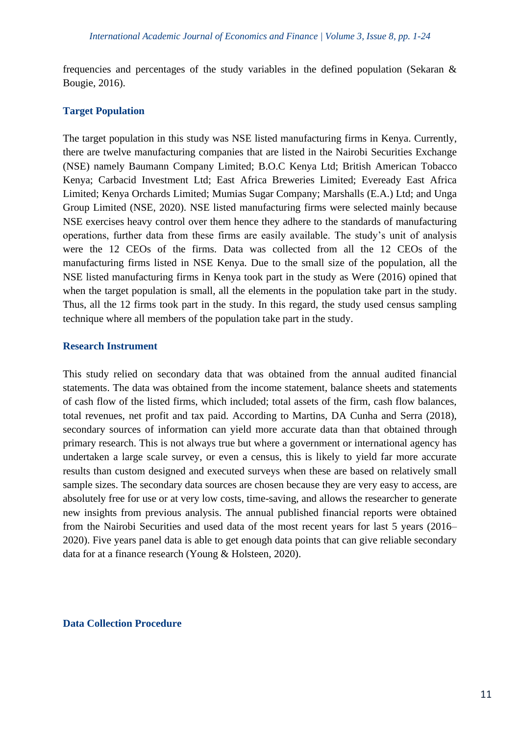frequencies and percentages of the study variables in the defined population (Sekaran & Bougie, 2016).

### Target Population

The target population in this study was NSE listed manufacturing firms in Kenya. Currently, there are twelve manufacturing companies that are listed in the Nairobi Securities Exchange (NSE) namely Baumann Company Limited; B.O.C Kenya Ltd; British American Tobacco Kenya; Carbacid Investment Ltd; East Africa Breweries Limited; Eveready East Africa Limited; Kenya Orchards Limited; Mumias Sugar Company; Marshalls (E.A.) Ltd; and Unga Group Limited (NSE, 2020). NSE listed manufacturing firms were selected mainly because NSE exercises heavy control over them hence they adhere to the standards of manufacturing operations, further data from these firms are easily available. The study's unit of analysis were the 12 CEOs of the firms. Data was collected from all the 12 CEOs of the manufacturing firms listed in NSE Kenya. Due to the small size of the population, all the NSE listed manufacturing firms in Kenya took part in the study as Were (2016) opined that when the target population is small, all the elements in the population take part in the study. Thus, all the 12 firms took part in the study. In this regard, the study used census sampling technique where all members of the population take part in the study.

### Research Instrument

This study relied on secondary data that was obtained from the annual audited financial statements. The data was obtained from the income statement, balance sheets and statements of cash flow of the listed firms, which included; total assets of the firm, cash flow balances, total revenues, net profit and tax paid. According to Martins, DA Cunha and Serra (2018), secondary sources of information can yield more accurate data than that obtained through primary research. This is not always true but where a government or international agency has undertaken a large scale survey, or even a census, this is likely to yield far more accurate results than custom designed and executed surveys when these are based on relatively small sample sizes. The secondary data sources are chosen because they are very easy to access, are absolutely free for use or at very low costs, time-saving, and allows the researcher to generate new insights from previous analysis. The annual published financial reports were obtained from the Nairobi Securities and used data of the most recent years for last 5 years (2016–2020). Five years panel data is able to get enough data points that can give reliable secondary data for at a finance research (Young & Holsteen, 2020).

### Data Collection Procedure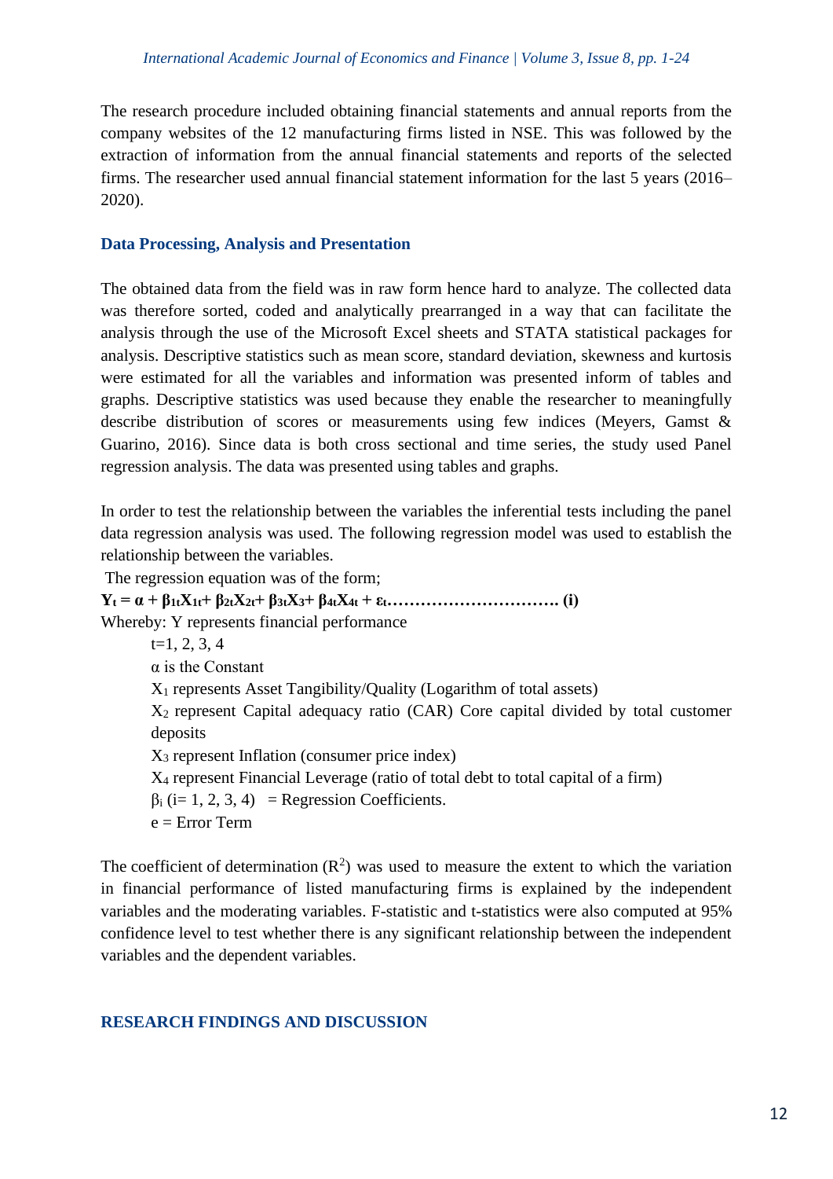The research procedure included obtaining financial statements and annual reports from the company websites of the 12 manufacturing firms listed in NSE. This was followed by the extraction of information from the annual financial statements and reports of the selected firms. The researcher used annual financial statement information for the last 5 years (2016–2020).

### Data Processing, Analysis and Presentation

The obtained data from the field was in raw form hence hard to analyze. The collected data was therefore sorted, coded and analytically prearranged in a way that can facilitate the analysis through the use of the Microsoft Excel sheets and STATA statistical packages for analysis. Descriptive statistics such as mean score, standard deviation, skewness and kurtosis were estimated for all the variables and information was presented inform of tables and graphs. Descriptive statistics was used because they enable the researcher to meaningfully describe distribution of scores or measurements using few indices (Meyers, Gamst & Guarino, 2016). Since data is both cross sectional and time series, the study used Panel regression analysis. The data was presented using tables and graphs.

In order to test the relationship between the variables the inferential tests including the panel data regression analysis was used. The following regression model was used to establish the relationship between the variables.

The regression equation was of the form;

$$Y_t = \alpha + \beta_{1t}X_{1t} + \beta_{2t}X_{2t} + \beta_{3t}X_3 + \beta_{4t}X_{4t} + \varepsilon_t \text{ ............................. (i)}$$

Whereby: Y represents financial performance

- t=1, 2, 3, 4
- $\alpha$ is the Constant
- $X_1$ represents Asset Tangibility/Quality (Logarithm of total assets)
- $X_2$ represent Capital adequacy ratio (CAR) Core capital divided by total customer deposits
- $X_3$ represent Inflation (consumer price index)
- $X_4$ represent Financial Leverage (ratio of total debt to total capital of a firm)
- $\beta_i$ (i= 1, 2, 3, 4) = Regression Coefficients.
- e = Error Term

The coefficient of determination ($R^2$) was used to measure the extent to which the variation in financial performance of listed manufacturing firms is explained by the independent variables and the moderating variables. F-statistic and t-statistics were also computed at 95% confidence level to test whether there is any significant relationship between the independent variables and the dependent variables.

## RESEARCH FINDINGS AND DISCUSSION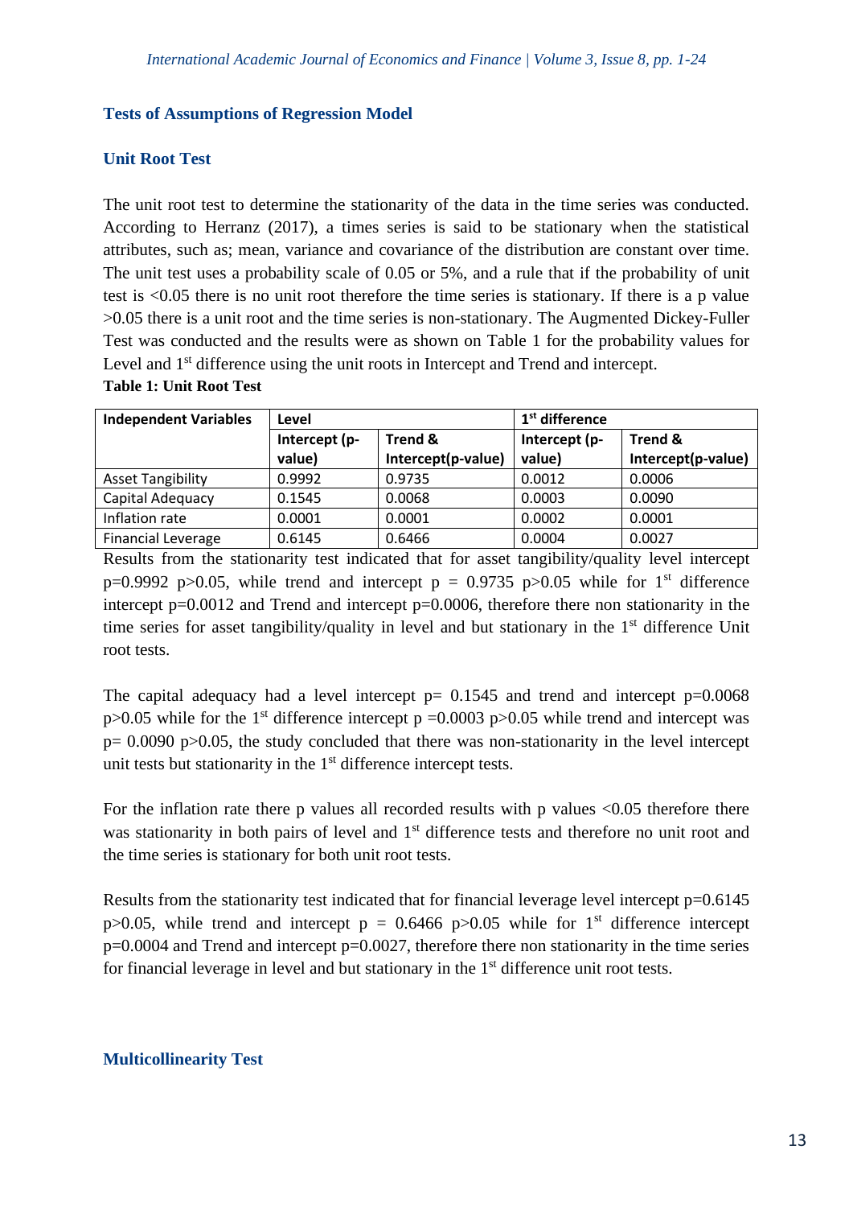## Tests of Assumptions of Regression Model

### Unit Root Test

The unit root test to determine the stationarity of the data in the time series was conducted. According to Herranz (2017), a times series is said to be stationary when the statistical attributes, such as; mean, variance and covariance of the distribution are constant over time. The unit test uses a probability scale of 0.05 or 5%, and a rule that if the probability of unit test is <0.05 there is no unit root therefore the time series is stationary. If there is a p value >0.05 there is a unit root and the time series is non-stationary. The Augmented Dickey-Fuller Test was conducted and the results were as shown on Table 1 for the probability values for Level and 1st difference using the unit roots in Intercept and Trend and intercept.

**Table 1: Unit Root Test**

| Independent Variables | Level | | 1st difference | |
|---|---|---|---|---|
| | Intercept (p-value) | Trend & Intercept(p-value) | Intercept (p-value) | Trend & Intercept(p-value) |
| Asset Tangibility | 0.9992 | 0.9735 | 0.0012 | 0.0006 |
| Capital Adequacy | 0.1545 | 0.0068 | 0.0003 | 0.0090 |
| Inflation rate | 0.0001 | 0.0001 | 0.0002 | 0.0001 |
| Financial Leverage | 0.6145 | 0.6466 | 0.0004 | 0.0027 |

Results from the stationarity test indicated that for asset tangibility/quality level intercept p=0.9992 p>0.05, while trend and intercept p = 0.9735 p>0.05 while for 1st difference intercept p=0.0012 and Trend and intercept p=0.0006, therefore there non stationarity in the time series for asset tangibility/quality in level and but stationary in the 1st difference Unit root tests.

The capital adequacy had a level intercept p= 0.1545 and trend and intercept p=0.0068 p>0.05 while for the 1st difference intercept p =0.0003 p>0.05 while trend and intercept was p= 0.0090 p>0.05, the study concluded that there was non-stationarity in the level intercept unit tests but stationarity in the 1st difference intercept tests.

For the inflation rate there p values all recorded results with p values <0.05 therefore there was stationarity in both pairs of level and 1st difference tests and therefore no unit root and the time series is stationary for both unit root tests.

Results from the stationarity test indicated that for financial leverage level intercept p=0.6145 p>0.05, while trend and intercept p = 0.6466 p>0.05 while for 1st difference intercept p=0.0004 and Trend and intercept p=0.0027, therefore there non stationarity in the time series for financial leverage in level and but stationary in the 1st difference unit root tests.

### Multicollinearity Test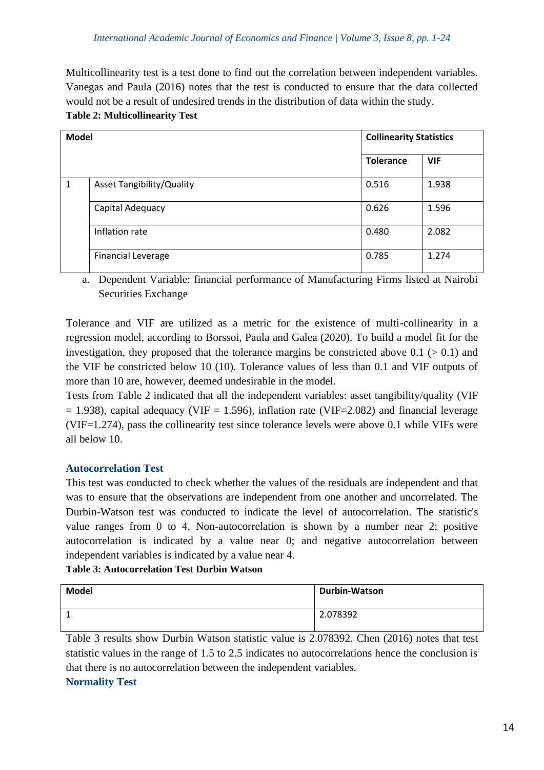Multicollinearity test is a test done to find out the correlation between independent variables. Vanegas and Paula (2016) notes that the test is conducted to ensure that the data collected would not be a result of undesired trends in the distribution of data within the study.

**Table 2: Multicollinearity Test**

| Model | | Collinearity Statistics | |
|---|---|---|---|
| | | Tolerance | VIF |
| 1 | Asset Tangibility/Quality | 0.516 | 1.938 |
| | Capital Adequacy | 0.626 | 1.596 |
| | Inflation rate | 0.480 | 2.082 |
| | Financial Leverage | 0.785 | 1.274 |

a. Dependent Variable: financial performance of Manufacturing Firms listed at Nairobi Securities Exchange

Tolerance and VIF are utilized as a metric for the existence of multi-collinearity in a regression model, according to Borssoi, Paula and Galea (2020). To build a model fit for the investigation, they proposed that the tolerance margins be constricted above 0.1 (> 0.1) and the VIF be constricted below 10 (10). Tolerance values of less than 0.1 and VIF outputs of more than 10 are, however, deemed undesirable in the model.

Tests from Table 2 indicated that all the independent variables: asset tangibility/quality (VIF = 1.938), capital adequacy (VIF = 1.596), inflation rate (VIF=2.082) and financial leverage (VIF=1.274), pass the collinearity test since tolerance levels were above 0.1 while VIFs were all below 10.

## Autocorrelation Test

This test was conducted to check whether the values of the residuals are independent and that was to ensure that the observations are independent from one another and uncorrelated. The Durbin-Watson test was conducted to indicate the level of autocorrelation. The statistic's value ranges from 0 to 4. Non-autocorrelation is shown by a number near 2; positive autocorrelation is indicated by a value near 0; and negative autocorrelation between independent variables is indicated by a value near 4.

**Table 3: Autocorrelation Test Durbin Watson**

| Model | Durbin-Watson |
|---|---|
| 1 | 2.078392 |

Table 3 results show Durbin Watson statistic value is 2.078392. Chen (2016) notes that test statistic values in the range of 1.5 to 2.5 indicates no autocorrelations hence the conclusion is that there is no autocorrelation between the independent variables.

## Normality Test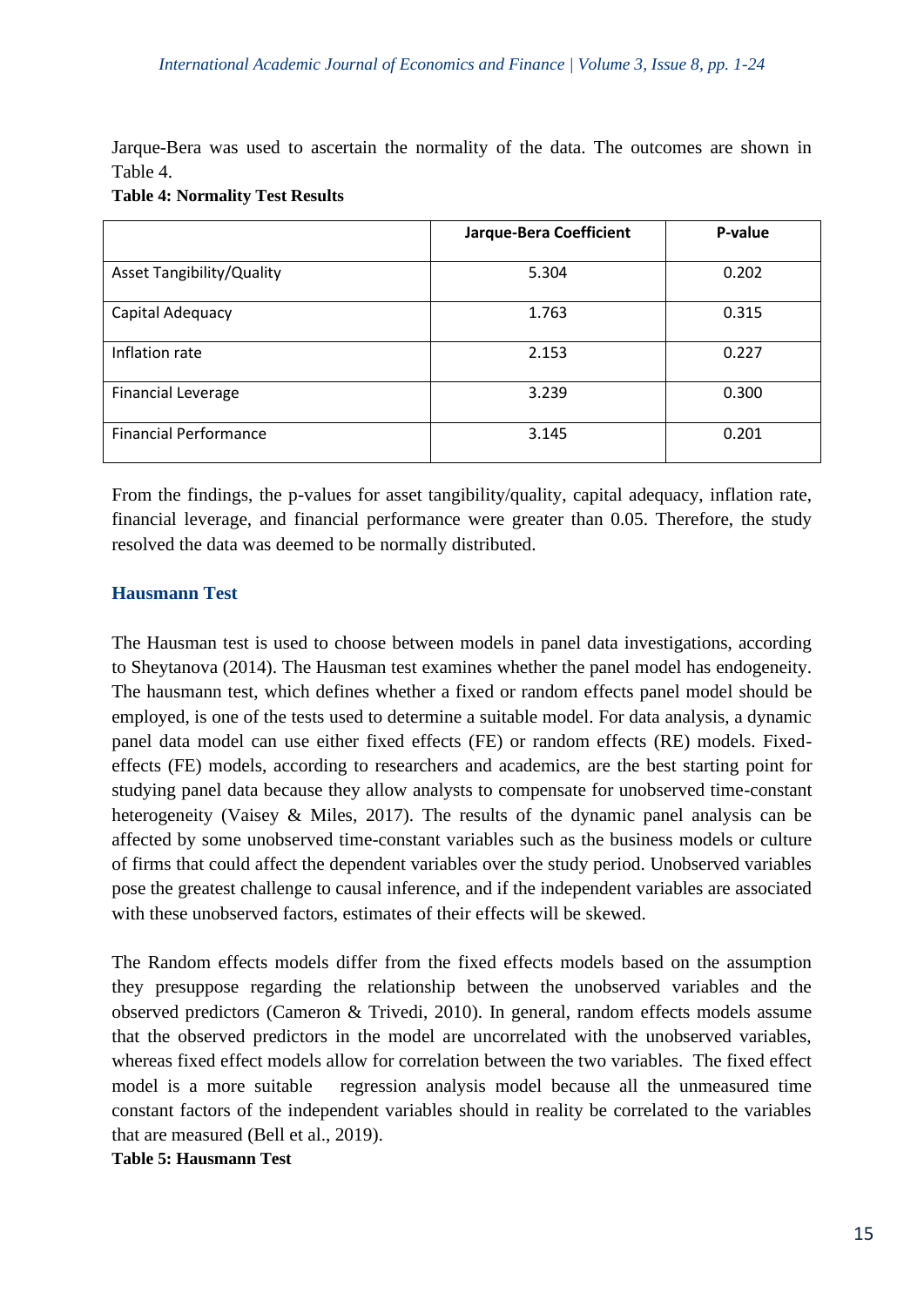Jarque-Bera was used to ascertain the normality of the data. The outcomes are shown in Table 4.

**Table 4: Normality Test Results**

| | Jarque-Bera Coefficient | P-value |
|---|---|---|
| Asset Tangibility/Quality | 5.304 | 0.202 |
| Capital Adequacy | 1.763 | 0.315 |
| Inflation rate | 2.153 | 0.227 |
| Financial Leverage | 3.239 | 0.300 |
| Financial Performance | 3.145 | 0.201 |

From the findings, the p-values for asset tangibility/quality, capital adequacy, inflation rate, financial leverage, and financial performance were greater than 0.05. Therefore, the study resolved the data was deemed to be normally distributed.

### Hausmann Test

The Hausman test is used to choose between models in panel data investigations, according to Sheytanova (2014). The Hausman test examines whether the panel model has endogeneity. The hausmann test, which defines whether a fixed or random effects panel model should be employed, is one of the tests used to determine a suitable model. For data analysis, a dynamic panel data model can use either fixed effects (FE) or random effects (RE) models. Fixed-effects (FE) models, according to researchers and academics, are the best starting point for studying panel data because they allow analysts to compensate for unobserved time-constant heterogeneity (Vaisey & Miles, 2017). The results of the dynamic panel analysis can be affected by some unobserved time-constant variables such as the business models or culture of firms that could affect the dependent variables over the study period. Unobserved variables pose the greatest challenge to causal inference, and if the independent variables are associated with these unobserved factors, estimates of their effects will be skewed.

The Random effects models differ from the fixed effects models based on the assumption they presuppose regarding the relationship between the unobserved variables and the observed predictors (Cameron & Trivedi, 2010). In general, random effects models assume that the observed predictors in the model are uncorrelated with the unobserved variables, whereas fixed effect models allow for correlation between the two variables. The fixed effect model is a more suitable regression analysis model because all the unmeasured time constant factors of the independent variables should in reality be correlated to the variables that are measured (Bell et al., 2019).

**Table 5: Hausmann Test**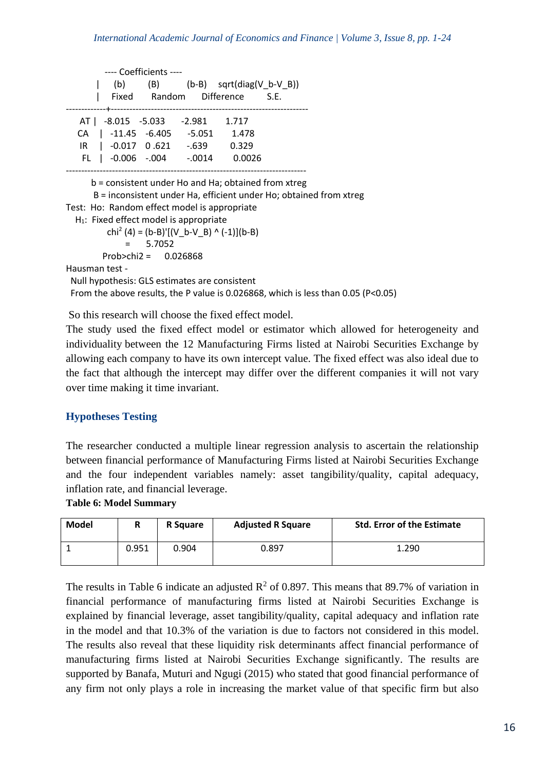```
          ---- Coefficients ----
        |    (b)       (B)        (b-B)    sqrt(diag(V_b-V_B))
        |   Fixed     Random     Difference        S.E.
-------------+----------------------------------------------------------------
   AT |  -8.015   -5.033     -2.981      1.717
   CA   |  -11.45   -6.405      -5.051      1.478
   IR   |  -0.017   0 .621      -.639       0.329
   FL   |  -0.006   -.004       -.0014      0.0026
------------------------------------------------------------------------------
       b = consistent under Ho and Ha; obtained from xtreg
        B = inconsistent under Ha, efficient under Ho; obtained from xtreg
Test:  Ho:  Random effect model is appropriate
   H1:  Fixed effect model is appropriate
            chi2 (4) = (b-B)'[(V_b-V_B) ^ (-1)](b-B)
                  =     5.7052
          Prob>chi2 =     0.026868
Hausman test -
 Null hypothesis: GLS estimates are consistent
 From the above results, the P value is 0.026868, which is less than 0.05 (P<0.05)
```

So this research will choose the fixed effect model.

The study used the fixed effect model or estimator which allowed for heterogeneity and individuality between the 12 Manufacturing Firms listed at Nairobi Securities Exchange by allowing each company to have its own intercept value. The fixed effect was also ideal due to the fact that although the intercept may differ over the different companies it will not vary over time making it time invariant.

## Hypotheses Testing

The researcher conducted a multiple linear regression analysis to ascertain the relationship between financial performance of Manufacturing Firms listed at Nairobi Securities Exchange and the four independent variables namely: asset tangibility/quality, capital adequacy, inflation rate, and financial leverage.

**Table 6: Model Summary**

| Model | R | R Square | Adjusted R Square | Std. Error of the Estimate |
|---|---|---|---|---|
| 1 | 0.951 | 0.904 | 0.897 | 1.290 |

The results in Table 6 indicate an adjusted $R^2$ of 0.897. This means that 89.7% of variation in financial performance of manufacturing firms listed at Nairobi Securities Exchange is explained by financial leverage, asset tangibility/quality, capital adequacy and inflation rate in the model and that 10.3% of the variation is due to factors not considered in this model. The results also reveal that these liquidity risk determinants affect financial performance of manufacturing firms listed at Nairobi Securities Exchange significantly. The results are supported by Banafa, Muturi and Ngugi (2015) who stated that good financial performance of any firm not only plays a role in increasing the market value of that specific firm but also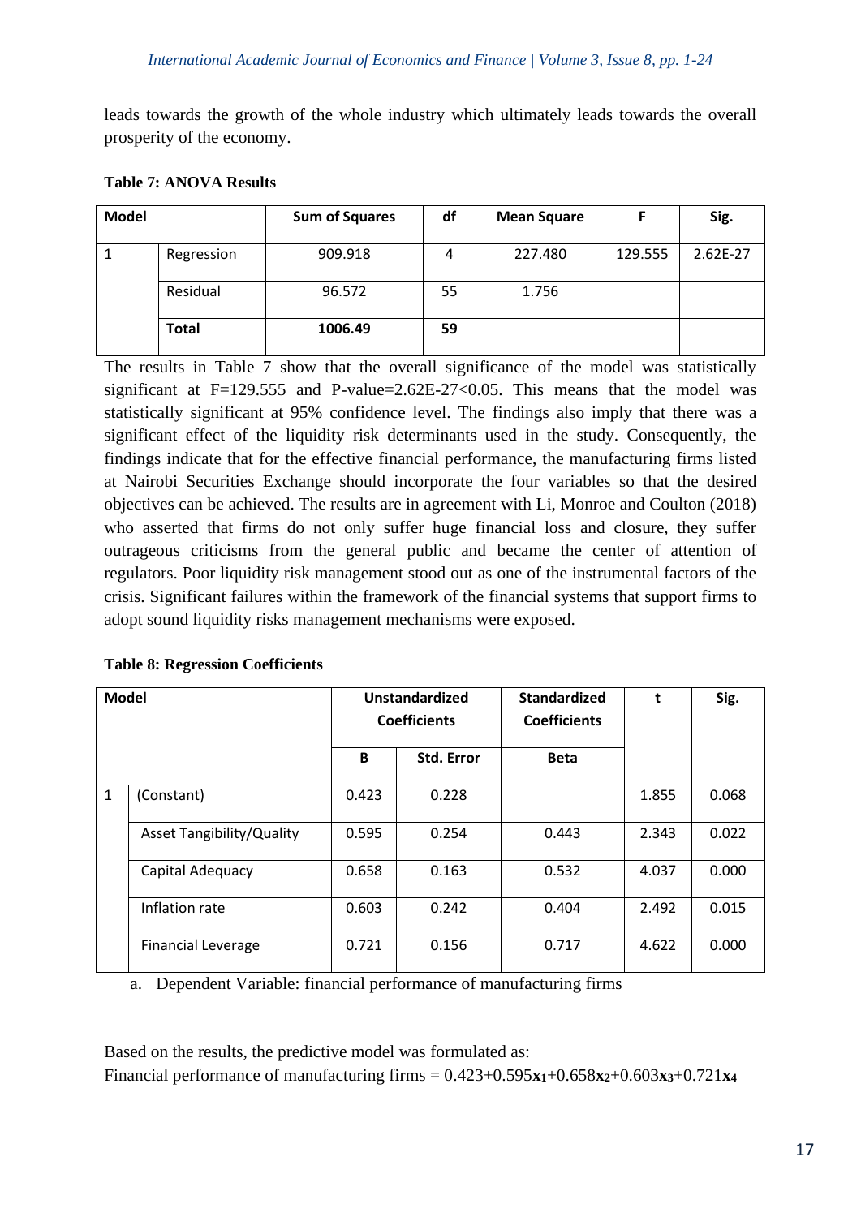leads towards the growth of the whole industry which ultimately leads towards the overall prosperity of the economy.

**Table 7: ANOVA Results**

| Model | | Sum of Squares | df | Mean Square | F | Sig. |
|---|---|---|---|---|---|---|
| 1 | Regression | 909.918 | 4 | 227.480 | 129.555 | 2.62E-27 |
| | Residual | 96.572 | 55 | 1.756 | | |
| | **Total** | **1006.49** | **59** | | | |

The results in Table 7 show that the overall significance of the model was statistically significant at F=129.555 and P-value=2.62E-27<0.05. This means that the model was statistically significant at 95% confidence level. The findings also imply that there was a significant effect of the liquidity risk determinants used in the study. Consequently, the findings indicate that for the effective financial performance, the manufacturing firms listed at Nairobi Securities Exchange should incorporate the four variables so that the desired objectives can be achieved. The results are in agreement with Li, Monroe and Coulton (2018) who asserted that firms do not only suffer huge financial loss and closure, they suffer outrageous criticisms from the general public and became the center of attention of regulators. Poor liquidity risk management stood out as one of the instrumental factors of the crisis. Significant failures within the framework of the financial systems that support firms to adopt sound liquidity risks management mechanisms were exposed.

**Table 8: Regression Coefficients**

| Model | | Unstandardized Coefficients | | Standardized Coefficients | t | Sig. |
|---|---|---|---|---|---|---|
| | | B | Std. Error | Beta | | |
| 1 | (Constant) | 0.423 | 0.228 | | 1.855 | 0.068 |
| | Asset Tangibility/Quality | 0.595 | 0.254 | 0.443 | 2.343 | 0.022 |
| | Capital Adequacy | 0.658 | 0.163 | 0.532 | 4.037 | 0.000 |
| | Inflation rate | 0.603 | 0.242 | 0.404 | 2.492 | 0.015 |
| | Financial Leverage | 0.721 | 0.156 | 0.717 | 4.622 | 0.000 |

a. Dependent Variable: financial performance of manufacturing firms

Based on the results, the predictive model was formulated as:

Financial performance of manufacturing firms = $0.423+0.595\mathbf{x_1}+0.658\mathbf{x_2}+0.603\mathbf{x_3}+0.721\mathbf{x_4}$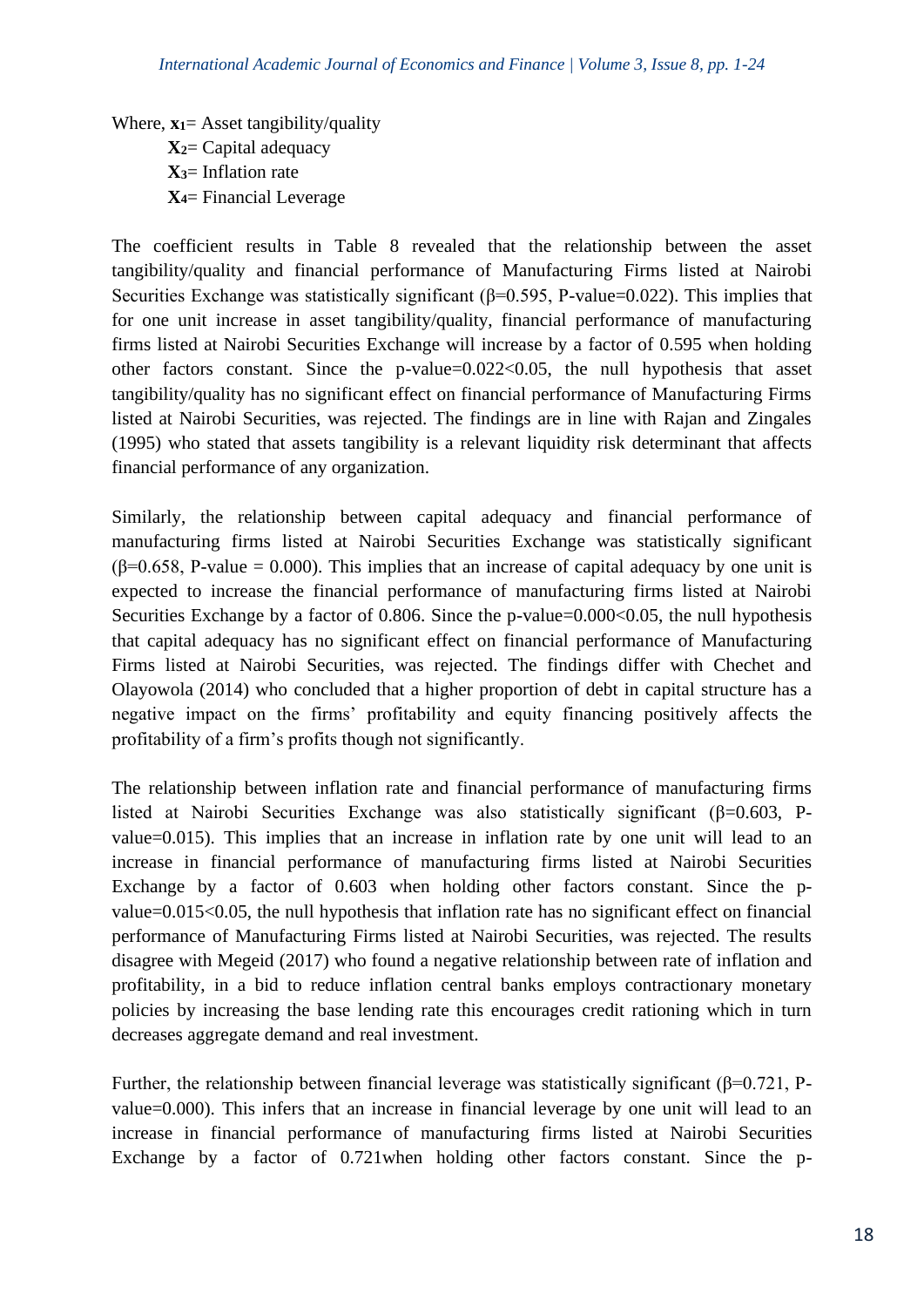Where, $x_1$= Asset tangibility/quality

$X_2$= Capital adequacy

$X_3$= Inflation rate

$X_4$= Financial Leverage

The coefficient results in Table 8 revealed that the relationship between the asset tangibility/quality and financial performance of Manufacturing Firms listed at Nairobi Securities Exchange was statistically significant (β=0.595, P-value=0.022). This implies that for one unit increase in asset tangibility/quality, financial performance of manufacturing firms listed at Nairobi Securities Exchange will increase by a factor of 0.595 when holding other factors constant. Since the p-value=0.022<0.05, the null hypothesis that asset tangibility/quality has no significant effect on financial performance of Manufacturing Firms listed at Nairobi Securities, was rejected. The findings are in line with Rajan and Zingales (1995) who stated that assets tangibility is a relevant liquidity risk determinant that affects financial performance of any organization.

Similarly, the relationship between capital adequacy and financial performance of manufacturing firms listed at Nairobi Securities Exchange was statistically significant (β=0.658, P-value = 0.000). This implies that an increase of capital adequacy by one unit is expected to increase the financial performance of manufacturing firms listed at Nairobi Securities Exchange by a factor of 0.806. Since the p-value=0.000<0.05, the null hypothesis that capital adequacy has no significant effect on financial performance of Manufacturing Firms listed at Nairobi Securities, was rejected. The findings differ with Chechet and Olayowola (2014) who concluded that a higher proportion of debt in capital structure has a negative impact on the firms' profitability and equity financing positively affects the profitability of a firm's profits though not significantly.

The relationship between inflation rate and financial performance of manufacturing firms listed at Nairobi Securities Exchange was also statistically significant (β=0.603, P-value=0.015). This implies that an increase in inflation rate by one unit will lead to an increase in financial performance of manufacturing firms listed at Nairobi Securities Exchange by a factor of 0.603 when holding other factors constant. Since the p-value=0.015<0.05, the null hypothesis that inflation rate has no significant effect on financial performance of Manufacturing Firms listed at Nairobi Securities, was rejected. The results disagree with Megeid (2017) who found a negative relationship between rate of inflation and profitability, in a bid to reduce inflation central banks employs contractionary monetary policies by increasing the base lending rate this encourages credit rationing which in turn decreases aggregate demand and real investment.

Further, the relationship between financial leverage was statistically significant (β=0.721, P-value=0.000). This infers that an increase in financial leverage by one unit will lead to an increase in financial performance of manufacturing firms listed at Nairobi Securities Exchange by a factor of 0.721when holding other factors constant. Since the p-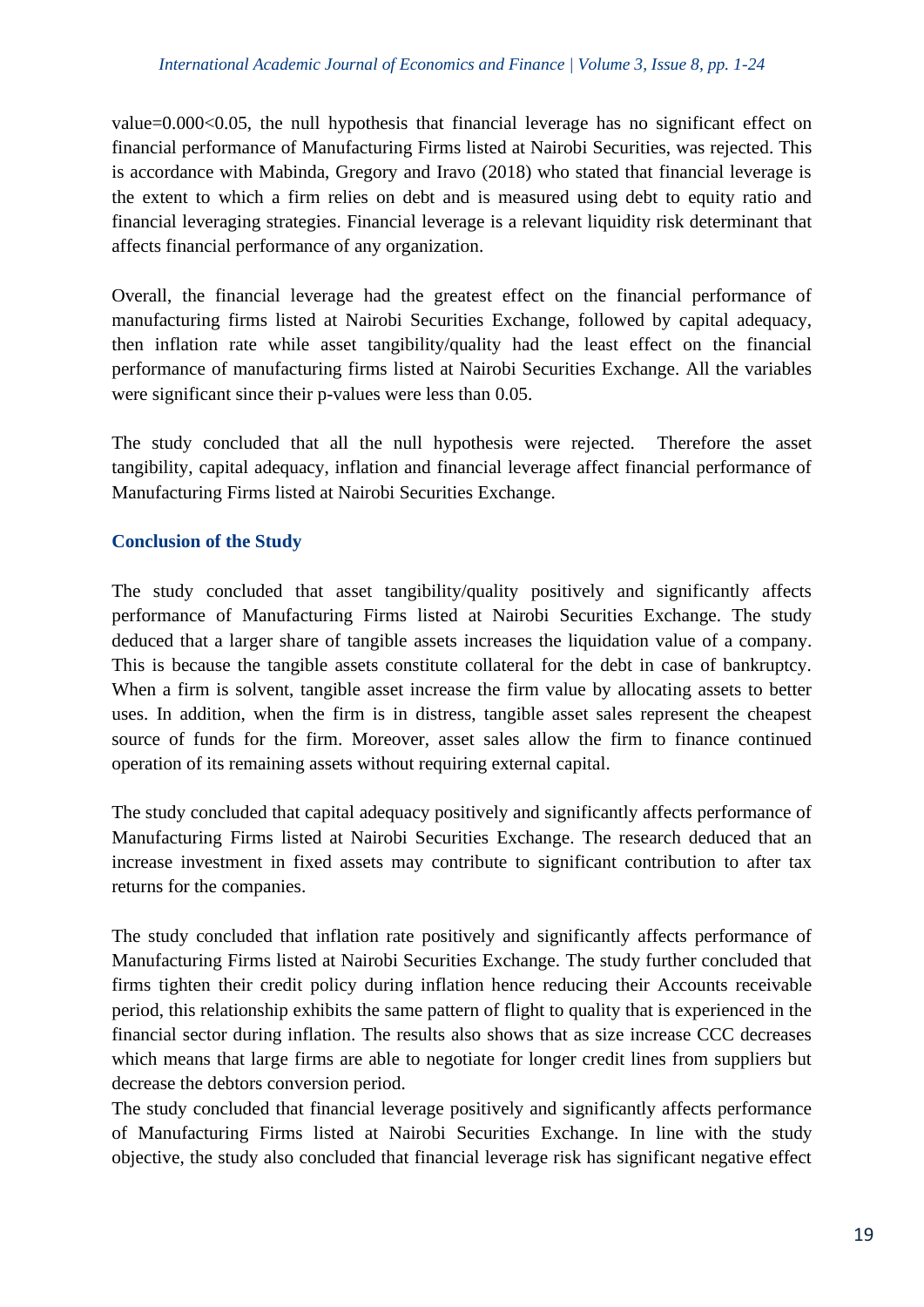value=0.000<0.05, the null hypothesis that financial leverage has no significant effect on financial performance of Manufacturing Firms listed at Nairobi Securities, was rejected. This is accordance with Mabinda, Gregory and Iravo (2018) who stated that financial leverage is the extent to which a firm relies on debt and is measured using debt to equity ratio and financial leveraging strategies. Financial leverage is a relevant liquidity risk determinant that affects financial performance of any organization.

Overall, the financial leverage had the greatest effect on the financial performance of manufacturing firms listed at Nairobi Securities Exchange, followed by capital adequacy, then inflation rate while asset tangibility/quality had the least effect on the financial performance of manufacturing firms listed at Nairobi Securities Exchange. All the variables were significant since their p-values were less than 0.05.

The study concluded that all the null hypothesis were rejected. Therefore the asset tangibility, capital adequacy, inflation and financial leverage affect financial performance of Manufacturing Firms listed at Nairobi Securities Exchange.

## Conclusion of the Study

The study concluded that asset tangibility/quality positively and significantly affects performance of Manufacturing Firms listed at Nairobi Securities Exchange. The study deduced that a larger share of tangible assets increases the liquidation value of a company. This is because the tangible assets constitute collateral for the debt in case of bankruptcy. When a firm is solvent, tangible asset increase the firm value by allocating assets to better uses. In addition, when the firm is in distress, tangible asset sales represent the cheapest source of funds for the firm. Moreover, asset sales allow the firm to finance continued operation of its remaining assets without requiring external capital.

The study concluded that capital adequacy positively and significantly affects performance of Manufacturing Firms listed at Nairobi Securities Exchange. The research deduced that an increase investment in fixed assets may contribute to significant contribution to after tax returns for the companies.

The study concluded that inflation rate positively and significantly affects performance of Manufacturing Firms listed at Nairobi Securities Exchange. The study further concluded that firms tighten their credit policy during inflation hence reducing their Accounts receivable period, this relationship exhibits the same pattern of flight to quality that is experienced in the financial sector during inflation. The results also shows that as size increase CCC decreases which means that large firms are able to negotiate for longer credit lines from suppliers but decrease the debtors conversion period.

The study concluded that financial leverage positively and significantly affects performance of Manufacturing Firms listed at Nairobi Securities Exchange. In line with the study objective, the study also concluded that financial leverage risk has significant negative effect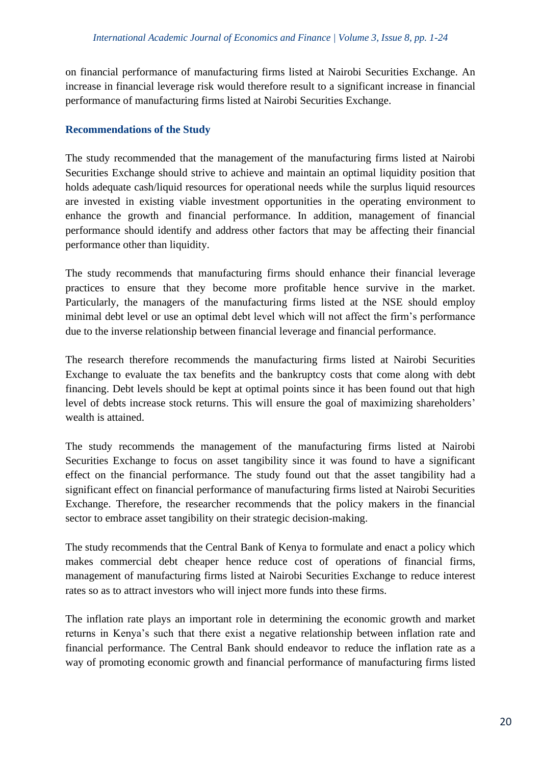on financial performance of manufacturing firms listed at Nairobi Securities Exchange. An increase in financial leverage risk would therefore result to a significant increase in financial performance of manufacturing firms listed at Nairobi Securities Exchange.

## Recommendations of the Study

The study recommended that the management of the manufacturing firms listed at Nairobi Securities Exchange should strive to achieve and maintain an optimal liquidity position that holds adequate cash/liquid resources for operational needs while the surplus liquid resources are invested in existing viable investment opportunities in the operating environment to enhance the growth and financial performance. In addition, management of financial performance should identify and address other factors that may be affecting their financial performance other than liquidity.

The study recommends that manufacturing firms should enhance their financial leverage practices to ensure that they become more profitable hence survive in the market. Particularly, the managers of the manufacturing firms listed at the NSE should employ minimal debt level or use an optimal debt level which will not affect the firm's performance due to the inverse relationship between financial leverage and financial performance.

The research therefore recommends the manufacturing firms listed at Nairobi Securities Exchange to evaluate the tax benefits and the bankruptcy costs that come along with debt financing. Debt levels should be kept at optimal points since it has been found out that high level of debts increase stock returns. This will ensure the goal of maximizing shareholders' wealth is attained.

The study recommends the management of the manufacturing firms listed at Nairobi Securities Exchange to focus on asset tangibility since it was found to have a significant effect on the financial performance. The study found out that the asset tangibility had a significant effect on financial performance of manufacturing firms listed at Nairobi Securities Exchange. Therefore, the researcher recommends that the policy makers in the financial sector to embrace asset tangibility on their strategic decision-making.

The study recommends that the Central Bank of Kenya to formulate and enact a policy which makes commercial debt cheaper hence reduce cost of operations of financial firms, management of manufacturing firms listed at Nairobi Securities Exchange to reduce interest rates so as to attract investors who will inject more funds into these firms.

The inflation rate plays an important role in determining the economic growth and market returns in Kenya's such that there exist a negative relationship between inflation rate and financial performance. The Central Bank should endeavor to reduce the inflation rate as a way of promoting economic growth and financial performance of manufacturing firms listed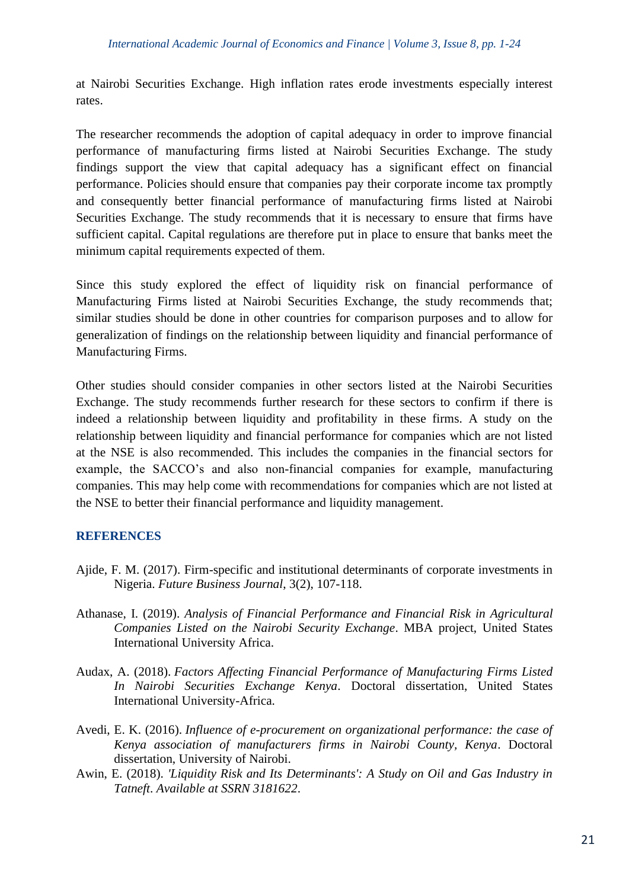at Nairobi Securities Exchange. High inflation rates erode investments especially interest rates.

The researcher recommends the adoption of capital adequacy in order to improve financial performance of manufacturing firms listed at Nairobi Securities Exchange. The study findings support the view that capital adequacy has a significant effect on financial performance. Policies should ensure that companies pay their corporate income tax promptly and consequently better financial performance of manufacturing firms listed at Nairobi Securities Exchange. The study recommends that it is necessary to ensure that firms have sufficient capital. Capital regulations are therefore put in place to ensure that banks meet the minimum capital requirements expected of them.

Since this study explored the effect of liquidity risk on financial performance of Manufacturing Firms listed at Nairobi Securities Exchange, the study recommends that; similar studies should be done in other countries for comparison purposes and to allow for generalization of findings on the relationship between liquidity and financial performance of Manufacturing Firms.

Other studies should consider companies in other sectors listed at the Nairobi Securities Exchange. The study recommends further research for these sectors to confirm if there is indeed a relationship between liquidity and profitability in these firms. A study on the relationship between liquidity and financial performance for companies which are not listed at the NSE is also recommended. This includes the companies in the financial sectors for example, the SACCO's and also non-financial companies for example, manufacturing companies. This may help come with recommendations for companies which are not listed at the NSE to better their financial performance and liquidity management.

## REFERENCES

Ajide, F. M. (2017). Firm-specific and institutional determinants of corporate investments in Nigeria. *Future Business Journal*, 3(2), 107-118.

Athanase, I. (2019). *Analysis of Financial Performance and Financial Risk in Agricultural Companies Listed on the Nairobi Security Exchange*. MBA project, United States International University Africa.

Audax, A. (2018). *Factors Affecting Financial Performance of Manufacturing Firms Listed In Nairobi Securities Exchange Kenya*. Doctoral dissertation, United States International University-Africa.

Avedi, E. K. (2016). *Influence of e-procurement on organizational performance: the case of Kenya association of manufacturers firms in Nairobi County, Kenya*. Doctoral dissertation, University of Nairobi.

Awin, E. (2018). *'Liquidity Risk and Its Determinants': A Study on Oil and Gas Industry in Tatneft. Available at SSRN 3181622*.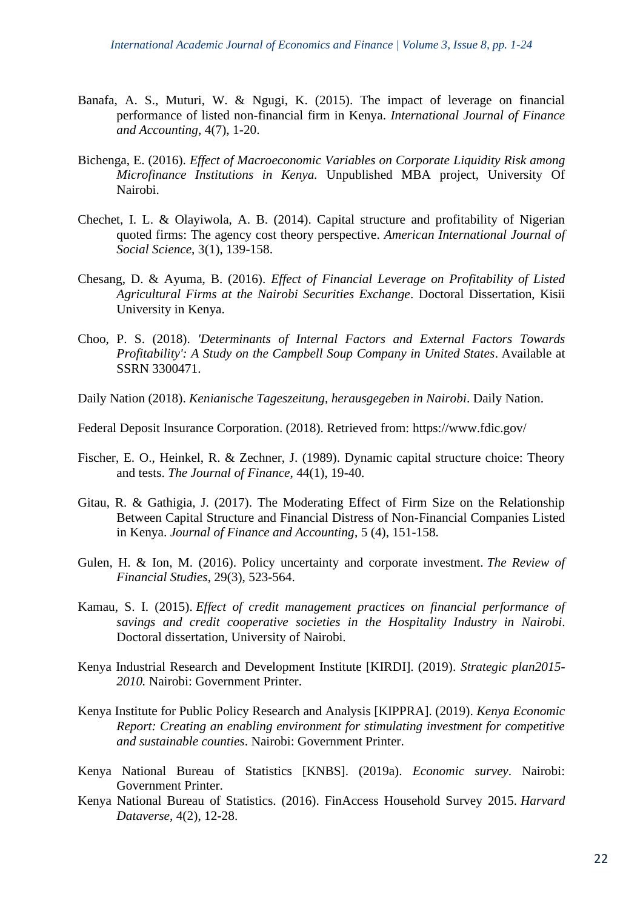Banafa, A. S., Muturi, W. & Ngugi, K. (2015). The impact of leverage on financial performance of listed non-financial firm in Kenya. *International Journal of Finance and Accounting*, 4(7), 1-20.

Bichenga, E. (2016). *Effect of Macroeconomic Variables on Corporate Liquidity Risk among Microfinance Institutions in Kenya.* Unpublished MBA project, University Of Nairobi.

Chechet, I. L. & Olayiwola, A. B. (2014). Capital structure and profitability of Nigerian quoted firms: The agency cost theory perspective. *American International Journal of Social Science*, 3(1), 139-158.

Chesang, D. & Ayuma, B. (2016). *Effect of Financial Leverage on Profitability of Listed Agricultural Firms at the Nairobi Securities Exchange*. Doctoral Dissertation, Kisii University in Kenya.

Choo, P. S. (2018). *'Determinants of Internal Factors and External Factors Towards Profitability': A Study on the Campbell Soup Company in United States*. Available at SSRN 3300471.

Daily Nation (2018). *Kenianische Tageszeitung, herausgegeben in Nairobi*. Daily Nation.

Federal Deposit Insurance Corporation. (2018). Retrieved from: https://www.fdic.gov/

Fischer, E. O., Heinkel, R. & Zechner, J. (1989). Dynamic capital structure choice: Theory and tests. *The Journal of Finance*, 44(1), 19-40.

Gitau, R. & Gathigia, J. (2017). The Moderating Effect of Firm Size on the Relationship Between Capital Structure and Financial Distress of Non-Financial Companies Listed in Kenya. *Journal of Finance and Accounting*, 5 (4), 151-158.

Gulen, H. & Ion, M. (2016). Policy uncertainty and corporate investment. *The Review of Financial Studies*, 29(3), 523-564.

Kamau, S. I. (2015). *Effect of credit management practices on financial performance of savings and credit cooperative societies in the Hospitality Industry in Nairobi*. Doctoral dissertation, University of Nairobi.

Kenya Industrial Research and Development Institute [KIRDI]. (2019). *Strategic plan2015-2010.* Nairobi: Government Printer.

Kenya Institute for Public Policy Research and Analysis [KIPPRA]. (2019). *Kenya Economic Report: Creating an enabling environment for stimulating investment for competitive and sustainable counties*. Nairobi: Government Printer.

Kenya National Bureau of Statistics [KNBS]. (2019a). *Economic survey*. Nairobi: Government Printer.

Kenya National Bureau of Statistics. (2016). FinAccess Household Survey 2015. *Harvard Dataverse*, 4(2), 12-28.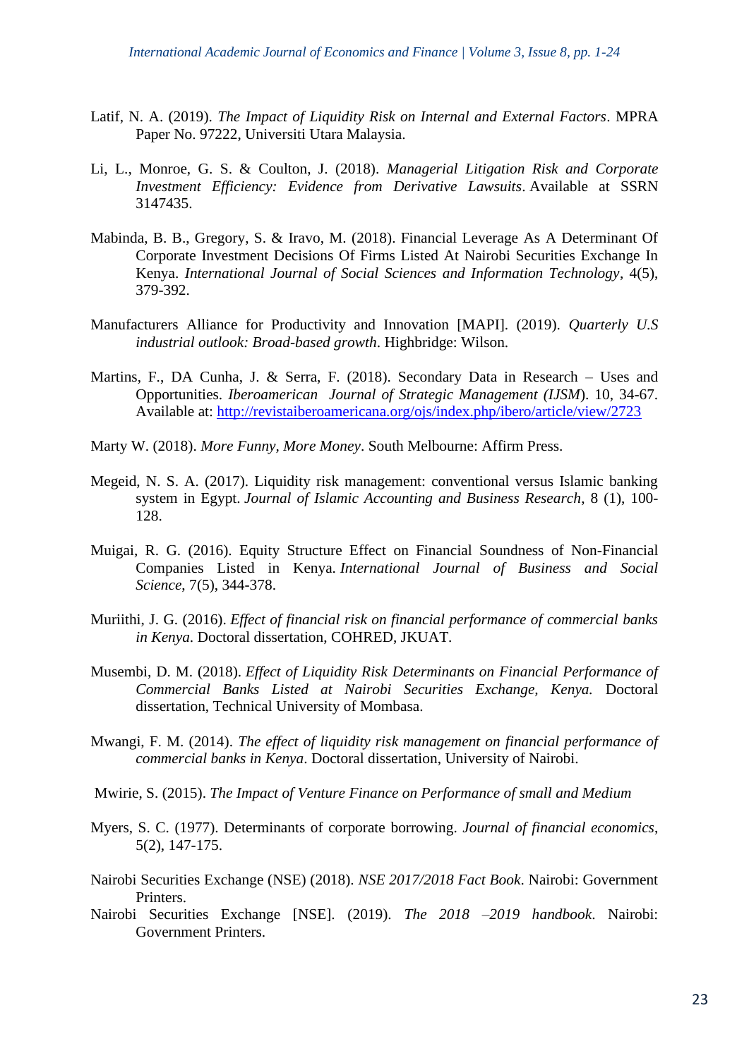Latif, N. A. (2019). *The Impact of Liquidity Risk on Internal and External Factors*. MPRA Paper No. 97222, Universiti Utara Malaysia.

Li, L., Monroe, G. S. & Coulton, J. (2018). *Managerial Litigation Risk and Corporate Investment Efficiency: Evidence from Derivative Lawsuits*. Available at SSRN 3147435.

Mabinda, B. B., Gregory, S. & Iravo, M. (2018). Financial Leverage As A Determinant Of Corporate Investment Decisions Of Firms Listed At Nairobi Securities Exchange In Kenya. *International Journal of Social Sciences and Information Technology*, 4(5), 379-392.

Manufacturers Alliance for Productivity and Innovation [MAPI]. (2019). *Quarterly U.S industrial outlook: Broad-based growth*. Highbridge: Wilson.

Martins, F., DA Cunha, J. & Serra, F. (2018). Secondary Data in Research – Uses and Opportunities. *Iberoamerican Journal of Strategic Management (IJSM*). 10, 34-67. Available at: http://revistaiberoamericana.org/ojs/index.php/ibero/article/view/2723

Marty W. (2018). *More Funny, More Money*. South Melbourne: Affirm Press.

Megeid, N. S. A. (2017). Liquidity risk management: conventional versus Islamic banking system in Egypt. *Journal of Islamic Accounting and Business Research*, 8 (1), 100-128.

Muigai, R. G. (2016). Equity Structure Effect on Financial Soundness of Non-Financial Companies Listed in Kenya. *International Journal of Business and Social Science*, 7(5), 344-378.

Muriithi, J. G. (2016). *Effect of financial risk on financial performance of commercial banks in Kenya.* Doctoral dissertation, COHRED, JKUAT.

Musembi, D. M. (2018). *Effect of Liquidity Risk Determinants on Financial Performance of Commercial Banks Listed at Nairobi Securities Exchange, Kenya.* Doctoral dissertation, Technical University of Mombasa.

Mwangi, F. M. (2014). *The effect of liquidity risk management on financial performance of commercial banks in Kenya*. Doctoral dissertation, University of Nairobi.

Mwirie, S. (2015). *The Impact of Venture Finance on Performance of small and Medium*

Myers, S. C. (1977). Determinants of corporate borrowing. *Journal of financial economics*, 5(2), 147-175.

Nairobi Securities Exchange (NSE) (2018). *NSE 2017/2018 Fact Book*. Nairobi: Government Printers.

Nairobi Securities Exchange [NSE]. (2019). *The 2018 –2019 handbook*. Nairobi: Government Printers.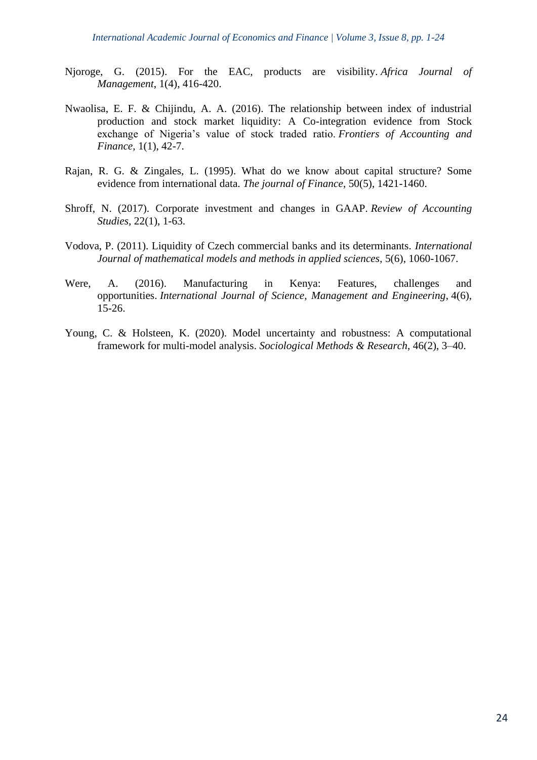Njoroge, G. (2015). For the EAC, products are visibility. *Africa Journal of Management*, 1(4), 416-420.

Nwaolisa, E. F. & Chijindu, A. A. (2016). The relationship between index of industrial production and stock market liquidity: A Co-integration evidence from Stock exchange of Nigeria's value of stock traded ratio. *Frontiers of Accounting and Finance*, 1(1), 42-7.

Rajan, R. G. & Zingales, L. (1995). What do we know about capital structure? Some evidence from international data. *The journal of Finance*, 50(5), 1421-1460.

Shroff, N. (2017). Corporate investment and changes in GAAP. *Review of Accounting Studies*, 22(1), 1-63.

Vodova, P. (2011). Liquidity of Czech commercial banks and its determinants. *International Journal of mathematical models and methods in applied sciences*, 5(6), 1060-1067.

Were, A. (2016). Manufacturing in Kenya: Features, challenges and opportunities. *International Journal of Science, Management and Engineering*, 4(6), 15-26.

Young, C. & Holsteen, K. (2020). Model uncertainty and robustness: A computational framework for multi-model analysis. *Sociological Methods & Research*, 46(2), 3–40.